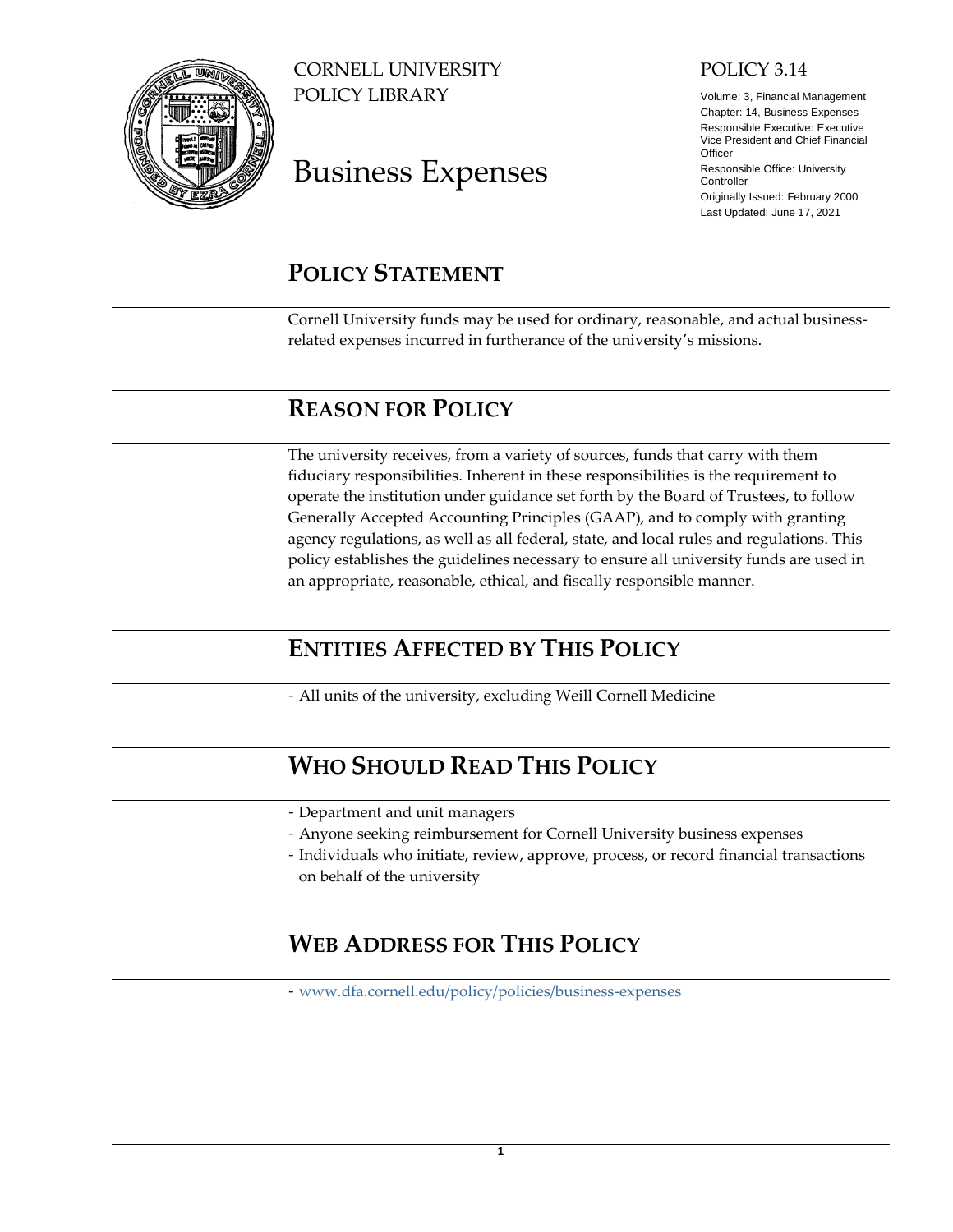CORNELL UNIVERSITY
POLICY LIBRARY

# Business Expenses

POLICY 3.14

Volume: 3, Financial Management
Chapter: 14, Business Expenses
Responsible Executive: Executive Vice President and Chief Financial Officer
Responsible Office: University Controller
Originally Issued: February 2000
Last Updated: June 17, 2021

## POLICY STATEMENT

Cornell University funds may be used for ordinary, reasonable, and actual business-related expenses incurred in furtherance of the university's missions.

## REASON FOR POLICY

The university receives, from a variety of sources, funds that carry with them fiduciary responsibilities. Inherent in these responsibilities is the requirement to operate the institution under guidance set forth by the Board of Trustees, to follow Generally Accepted Accounting Principles (GAAP), and to comply with granting agency regulations, as well as all federal, state, and local rules and regulations. This policy establishes the guidelines necessary to ensure all university funds are used in an appropriate, reasonable, ethical, and fiscally responsible manner.

## ENTITIES AFFECTED BY THIS POLICY

- All units of the university, excluding Weill Cornell Medicine

## WHO SHOULD READ THIS POLICY

- Department and unit managers
- Anyone seeking reimbursement for Cornell University business expenses
- Individuals who initiate, review, approve, process, or record financial transactions on behalf of the university

## WEB ADDRESS FOR THIS POLICY

- www.dfa.cornell.edu/policy/policies/business-expenses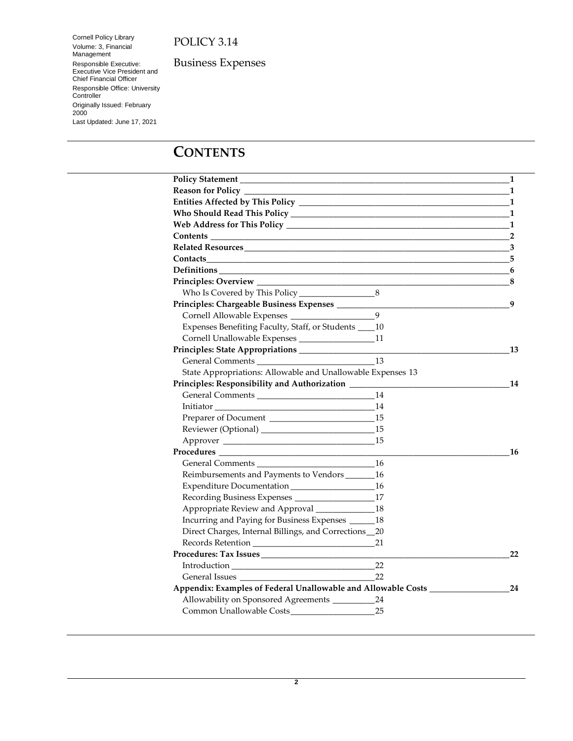Cornell Policy Library
Volume: 3, Financial Management
Responsible Executive: Executive Vice President and Chief Financial Officer
Responsible Office: University Controller
Originally Issued: February 2000
Last Updated: June 17, 2021

POLICY 3.14

Business Expenses

# CONTENTS

**Policy Statement** 1
**Reason for Policy** 1
**Entities Affected by This Policy** 1
**Who Should Read This Policy** 1
**Web Address for This Policy** 1
**Contents** 2
**Related Resources** 3
**Contacts** 5
**Definitions** 6
**Principles: Overview** 8
- Who Is Covered by This Policy 8

**Principles: Chargeable Business Expenses** 9
- Cornell Allowable Expenses 9
- Expenses Benefiting Faculty, Staff, or Students 10
- Cornell Unallowable Expenses 11

**Principles: State Appropriations** 13
- General Comments 13
- State Appropriations: Allowable and Unallowable Expenses 13

**Principles: Responsibility and Authorization** 14
- General Comments 14
- Initiator 14
- Preparer of Document 15
- Reviewer (Optional) 15
- Approver 15

**Procedures** 16
- General Comments 16
- Reimbursements and Payments to Vendors 16
- Expenditure Documentation 16
- Recording Business Expenses 17
- Appropriate Review and Approval 18
- Incurring and Paying for Business Expenses 18
- Direct Charges, Internal Billings, and Corrections 20
- Records Retention 21

**Procedures: Tax Issues** 22
- Introduction 22
- General Issues 22

**Appendix: Examples of Federal Unallowable and Allowable Costs** 24
- Allowability on Sponsored Agreements 24
- Common Unallowable Costs 25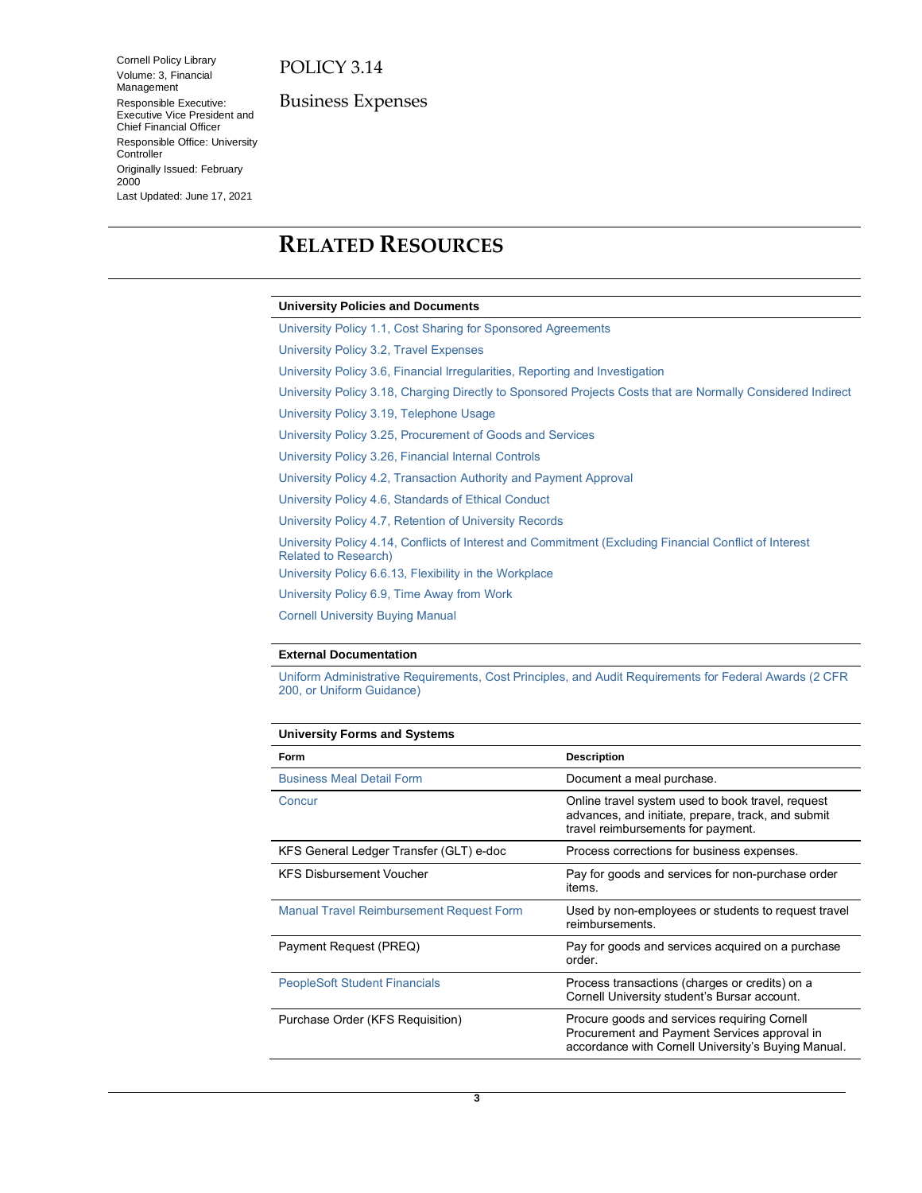Cornell Policy Library
Volume: 3, Financial Management
Responsible Executive: Executive Vice President and Chief Financial Officer
Responsible Office: University Controller
Originally Issued: February 2000
Last Updated: June 17, 2021

POLICY 3.14

Business Expenses

# RELATED RESOURCES

**University Policies and Documents**

University Policy 1.1, Cost Sharing for Sponsored Agreements

University Policy 3.2, Travel Expenses

University Policy 3.6, Financial Irregularities, Reporting and Investigation

University Policy 3.18, Charging Directly to Sponsored Projects Costs that are Normally Considered Indirect

University Policy 3.19, Telephone Usage

University Policy 3.25, Procurement of Goods and Services

University Policy 3.26, Financial Internal Controls

University Policy 4.2, Transaction Authority and Payment Approval

University Policy 4.6, Standards of Ethical Conduct

University Policy 4.7, Retention of University Records

University Policy 4.14, Conflicts of Interest and Commitment (Excluding Financial Conflict of Interest Related to Research)

University Policy 6.6.13, Flexibility in the Workplace

University Policy 6.9, Time Away from Work

Cornell University Buying Manual

**External Documentation**

Uniform Administrative Requirements, Cost Principles, and Audit Requirements for Federal Awards (2 CFR 200, or Uniform Guidance)

**University Forms and Systems**

| Form | Description |
|---|---|
| Business Meal Detail Form | Document a meal purchase. |
| Concur | Online travel system used to book travel, request advances, and initiate, prepare, track, and submit travel reimbursements for payment. |
| KFS General Ledger Transfer (GLT) e-doc | Process corrections for business expenses. |
| KFS Disbursement Voucher | Pay for goods and services for non-purchase order items. |
| Manual Travel Reimbursement Request Form | Used by non-employees or students to request travel reimbursements. |
| Payment Request (PREQ) | Pay for goods and services acquired on a purchase order. |
| PeopleSoft Student Financials | Process transactions (charges or credits) on a Cornell University student's Bursar account. |
| Purchase Order (KFS Requisition) | Procure goods and services requiring Cornell Procurement and Payment Services approval in accordance with Cornell University's Buying Manual. |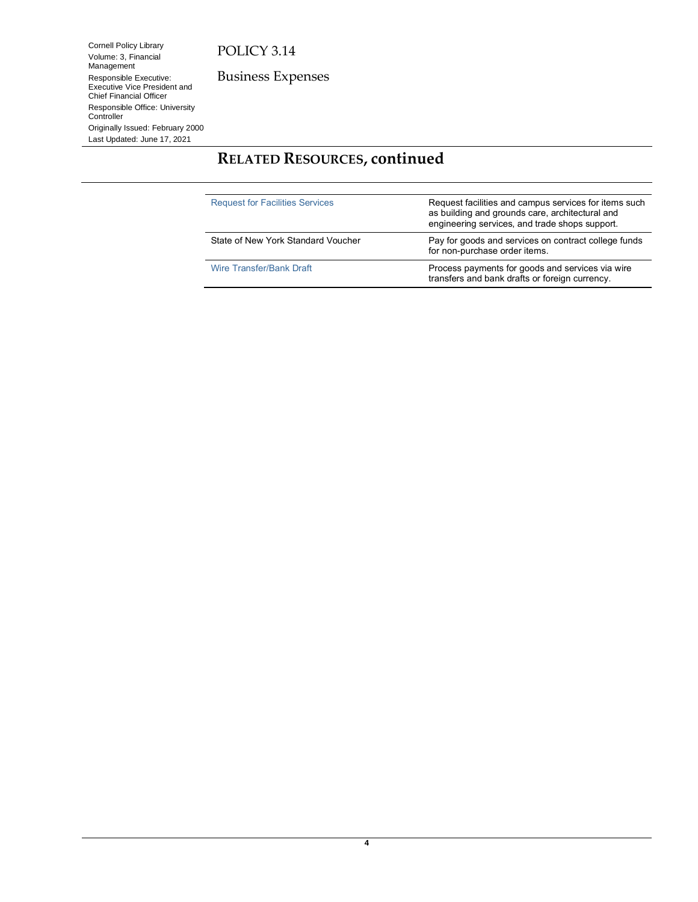## RELATED RESOURCES, continued

| | |
|---|---|
| Request for Facilities Services | Request facilities and campus services for items such as building and grounds care, architectural and engineering services, and trade shops support. |
| State of New York Standard Voucher | Pay for goods and services on contract college funds for non-purchase order items. |
| Wire Transfer/Bank Draft | Process payments for goods and services via wire transfers and bank drafts or foreign currency. |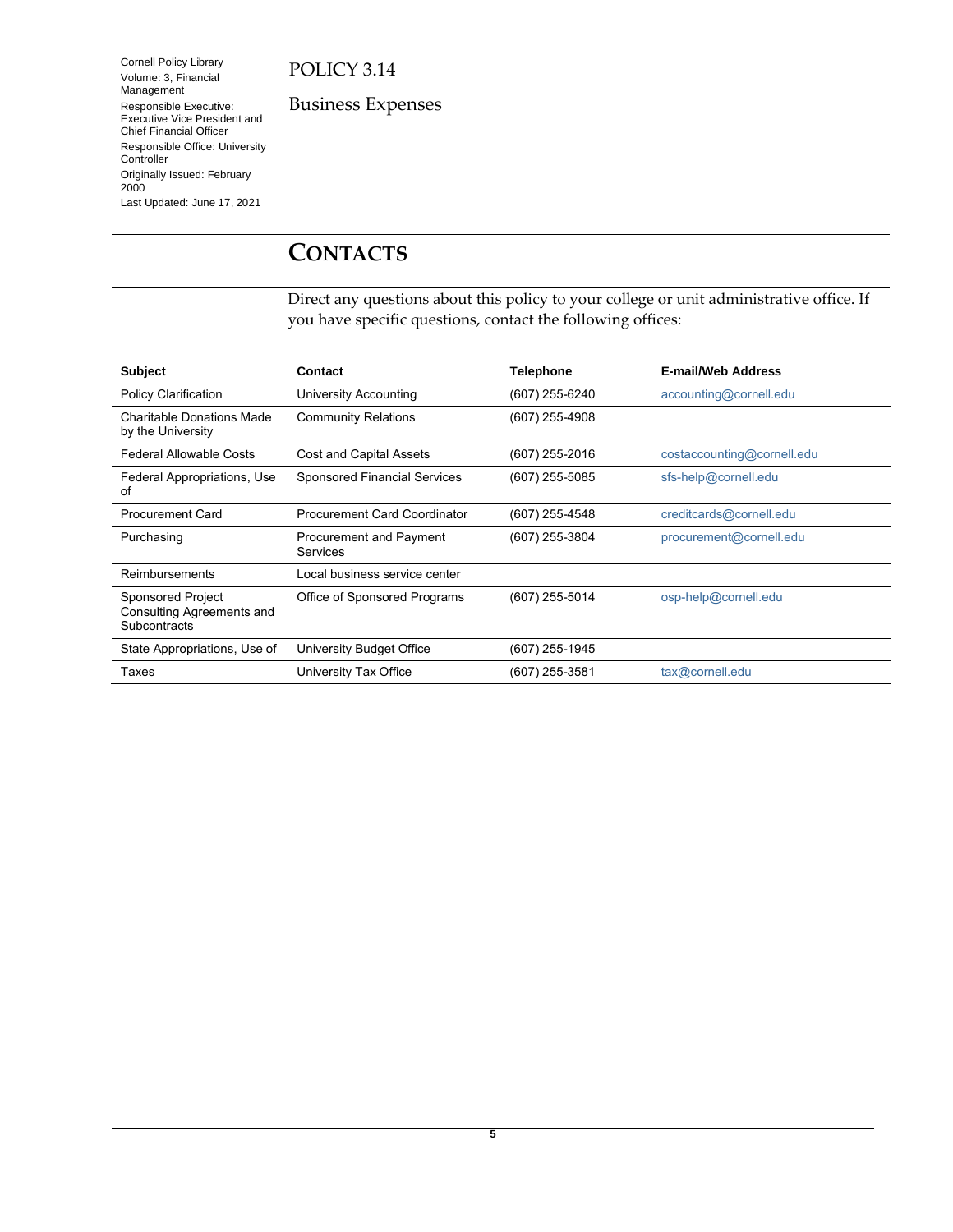Cornell Policy Library
Volume: 3, Financial Management
Responsible Executive: Executive Vice President and Chief Financial Officer
Responsible Office: University Controller
Originally Issued: February 2000
Last Updated: June 17, 2021

POLICY 3.14

Business Expenses

## CONTACTS

Direct any questions about this policy to your college or unit administrative office. If you have specific questions, contact the following offices:

| Subject | Contact | Telephone | E-mail/Web Address |
|---|---|---|---|
| Policy Clarification | University Accounting | (607) 255-6240 | accounting@cornell.edu |
| Charitable Donations Made by the University | Community Relations | (607) 255-4908 | |
| Federal Allowable Costs | Cost and Capital Assets | (607) 255-2016 | costaccounting@cornell.edu |
| Federal Appropriations, Use of | Sponsored Financial Services | (607) 255-5085 | sfs-help@cornell.edu |
| Procurement Card | Procurement Card Coordinator | (607) 255-4548 | creditcards@cornell.edu |
| Purchasing | Procurement and Payment Services | (607) 255-3804 | procurement@cornell.edu |
| Reimbursements | Local business service center | | |
| Sponsored Project Consulting Agreements and Subcontracts | Office of Sponsored Programs | (607) 255-5014 | osp-help@cornell.edu |
| State Appropriations, Use of | University Budget Office | (607) 255-1945 | |
| Taxes | University Tax Office | (607) 255-3581 | tax@cornell.edu |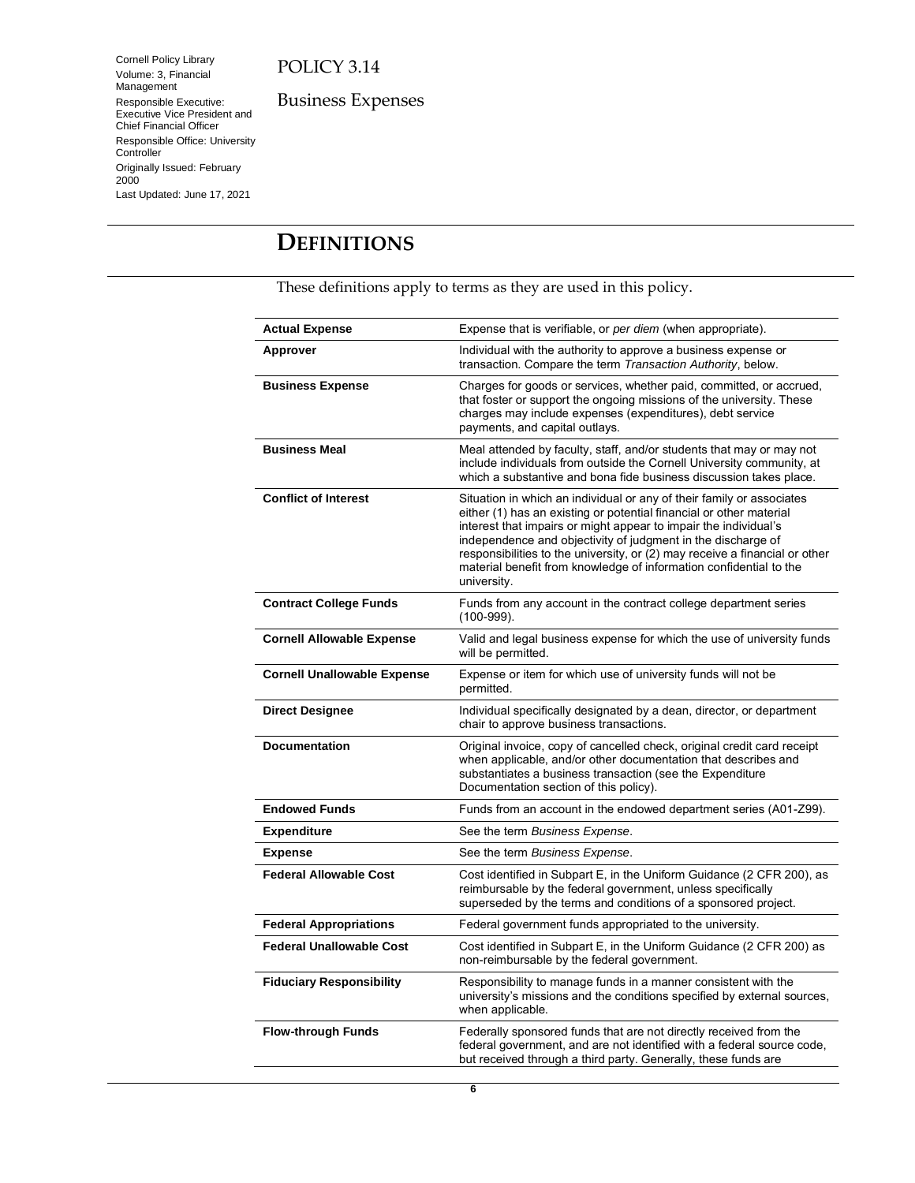Cornell Policy Library
Volume: 3, Financial Management
Responsible Executive: Executive Vice President and Chief Financial Officer
Responsible Office: University Controller
Originally Issued: February 2000
Last Updated: June 17, 2021

POLICY 3.14

Business Expenses

# DEFINITIONS

These definitions apply to terms as they are used in this policy.

| | |
|---|---|
| **Actual Expense** | Expense that is verifiable, or *per diem* (when appropriate). |
| **Approver** | Individual with the authority to approve a business expense or transaction. Compare the term *Transaction Authority*, below. |
| **Business Expense** | Charges for goods or services, whether paid, committed, or accrued, that foster or support the ongoing missions of the university. These charges may include expenses (expenditures), debt service payments, and capital outlays. |
| **Business Meal** | Meal attended by faculty, staff, and/or students that may or may not include individuals from outside the Cornell University community, at which a substantive and bona fide business discussion takes place. |
| **Conflict of Interest** | Situation in which an individual or any of their family or associates either (1) has an existing or potential financial or other material interest that impairs or might appear to impair the individual's independence and objectivity of judgment in the discharge of responsibilities to the university, or (2) may receive a financial or other material benefit from knowledge of information confidential to the university. |
| **Contract College Funds** | Funds from any account in the contract college department series (100-999). |
| **Cornell Allowable Expense** | Valid and legal business expense for which the use of university funds will be permitted. |
| **Cornell Unallowable Expense** | Expense or item for which use of university funds will not be permitted. |
| **Direct Designee** | Individual specifically designated by a dean, director, or department chair to approve business transactions. |
| **Documentation** | Original invoice, copy of cancelled check, original credit card receipt when applicable, and/or other documentation that describes and substantiates a business transaction (see the Expenditure Documentation section of this policy). |
| **Endowed Funds** | Funds from an account in the endowed department series (A01-Z99). |
| **Expenditure** | See the term *Business Expense*. |
| **Expense** | See the term *Business Expense*. |
| **Federal Allowable Cost** | Cost identified in Subpart E, in the Uniform Guidance (2 CFR 200), as reimbursable by the federal government, unless specifically superseded by the terms and conditions of a sponsored project. |
| **Federal Appropriations** | Federal government funds appropriated to the university. |
| **Federal Unallowable Cost** | Cost identified in Subpart E, in the Uniform Guidance (2 CFR 200) as non-reimbursable by the federal government. |
| **Fiduciary Responsibility** | Responsibility to manage funds in a manner consistent with the university's missions and the conditions specified by external sources, when applicable. |
| **Flow-through Funds** | Federally sponsored funds that are not directly received from the federal government, and are not identified with a federal source code, but received through a third party. Generally, these funds are |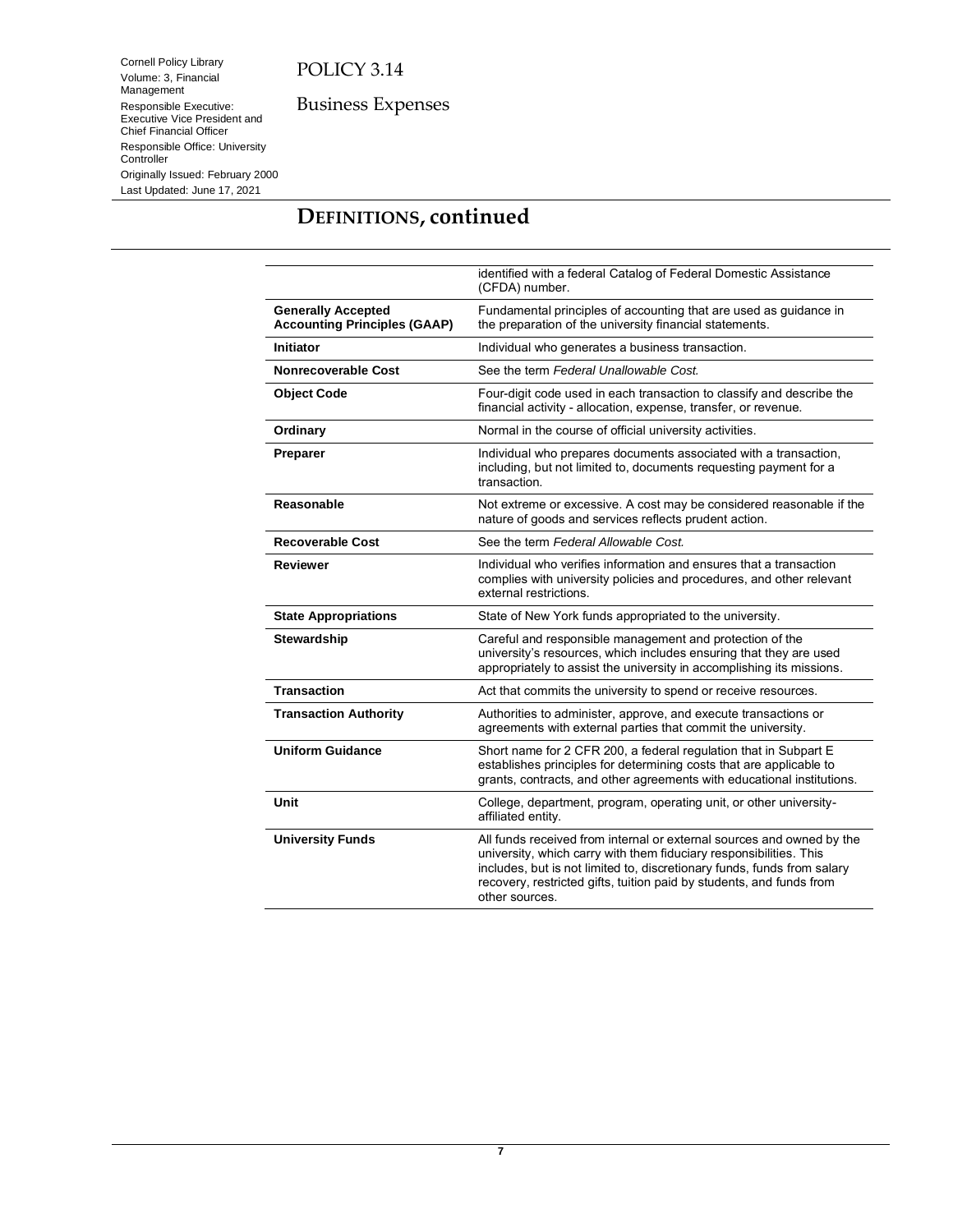## DEFINITIONS, continued

| | |
|---|---|
| | identified with a federal Catalog of Federal Domestic Assistance (CFDA) number. |
| **Generally Accepted Accounting Principles (GAAP)** | Fundamental principles of accounting that are used as guidance in the preparation of the university financial statements. |
| **Initiator** | Individual who generates a business transaction. |
| **Nonrecoverable Cost** | See the term *Federal Unallowable Cost.* |
| **Object Code** | Four-digit code used in each transaction to classify and describe the financial activity - allocation, expense, transfer, or revenue. |
| **Ordinary** | Normal in the course of official university activities. |
| **Preparer** | Individual who prepares documents associated with a transaction, including, but not limited to, documents requesting payment for a transaction. |
| **Reasonable** | Not extreme or excessive. A cost may be considered reasonable if the nature of goods and services reflects prudent action. |
| **Recoverable Cost** | See the term *Federal Allowable Cost.* |
| **Reviewer** | Individual who verifies information and ensures that a transaction complies with university policies and procedures, and other relevant external restrictions. |
| **State Appropriations** | State of New York funds appropriated to the university. |
| **Stewardship** | Careful and responsible management and protection of the university's resources, which includes ensuring that they are used appropriately to assist the university in accomplishing its missions. |
| **Transaction** | Act that commits the university to spend or receive resources. |
| **Transaction Authority** | Authorities to administer, approve, and execute transactions or agreements with external parties that commit the university. |
| **Uniform Guidance** | Short name for 2 CFR 200, a federal regulation that in Subpart E establishes principles for determining costs that are applicable to grants, contracts, and other agreements with educational institutions. |
| **Unit** | College, department, program, operating unit, or other university-affiliated entity. |
| **University Funds** | All funds received from internal or external sources and owned by the university, which carry with them fiduciary responsibilities. This includes, but is not limited to, discretionary funds, funds from salary recovery, restricted gifts, tuition paid by students, and funds from other sources. |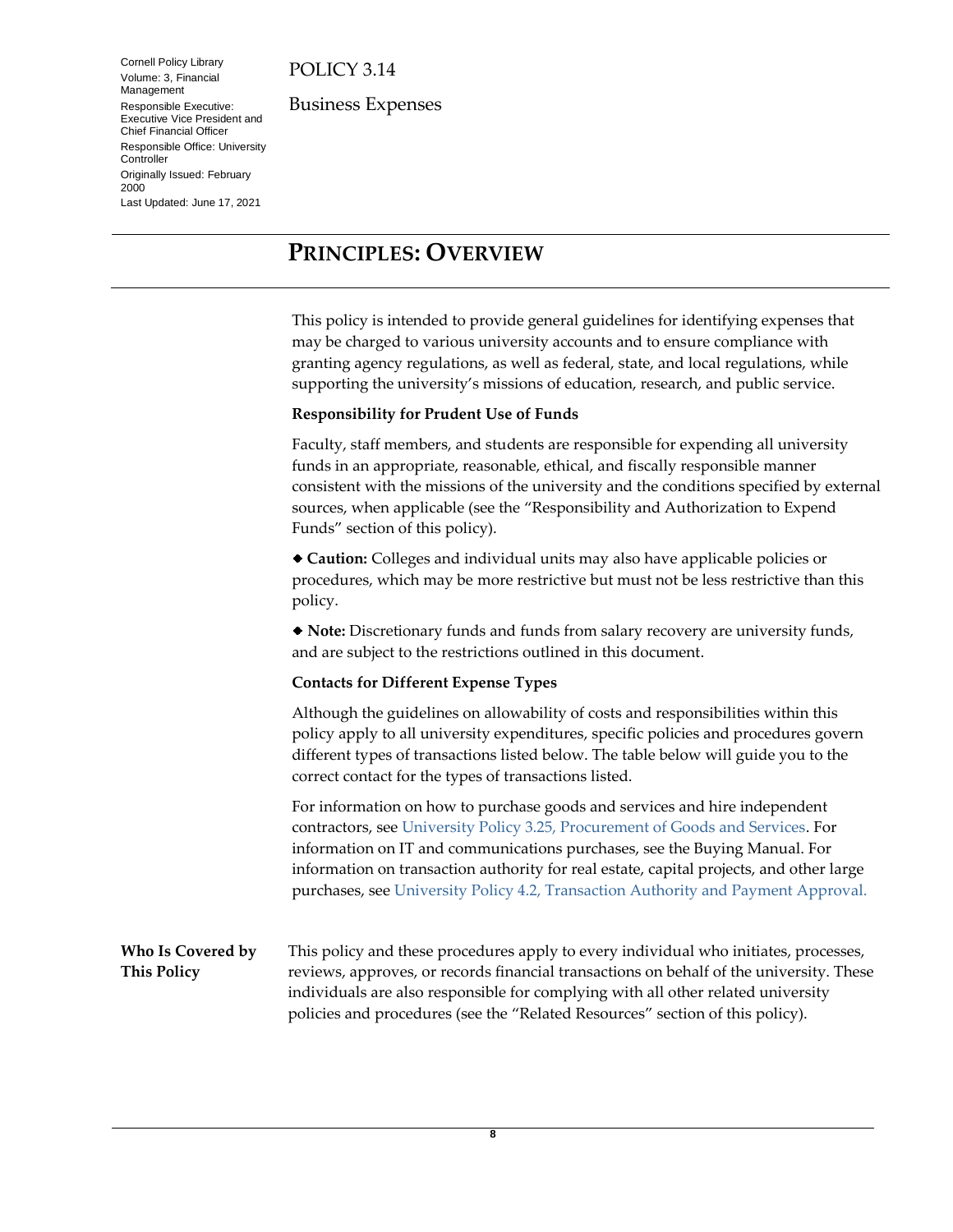Cornell Policy Library
Volume: 3, Financial Management
Responsible Executive: Executive Vice President and Chief Financial Officer
Responsible Office: University Controller
Originally Issued: February 2000
Last Updated: June 17, 2021

POLICY 3.14

Business Expenses

# PRINCIPLES: OVERVIEW

This policy is intended to provide general guidelines for identifying expenses that may be charged to various university accounts and to ensure compliance with granting agency regulations, as well as federal, state, and local regulations, while supporting the university's missions of education, research, and public service.

**Responsibility for Prudent Use of Funds**

Faculty, staff members, and students are responsible for expending all university funds in an appropriate, reasonable, ethical, and fiscally responsible manner consistent with the missions of the university and the conditions specified by external sources, when applicable (see the "Responsibility and Authorization to Expend Funds" section of this policy).

◆ **Caution:** Colleges and individual units may also have applicable policies or procedures, which may be more restrictive but must not be less restrictive than this policy.

◆ **Note:** Discretionary funds and funds from salary recovery are university funds, and are subject to the restrictions outlined in this document.

**Contacts for Different Expense Types**

Although the guidelines on allowability of costs and responsibilities within this policy apply to all university expenditures, specific policies and procedures govern different types of transactions listed below. The table below will guide you to the correct contact for the types of transactions listed.

For information on how to purchase goods and services and hire independent contractors, see University Policy 3.25, Procurement of Goods and Services. For information on IT and communications purchases, see the Buying Manual. For information on transaction authority for real estate, capital projects, and other large purchases, see University Policy 4.2, Transaction Authority and Payment Approval.

**Who Is Covered by This Policy**

This policy and these procedures apply to every individual who initiates, processes, reviews, approves, or records financial transactions on behalf of the university. These individuals are also responsible for complying with all other related university policies and procedures (see the "Related Resources" section of this policy).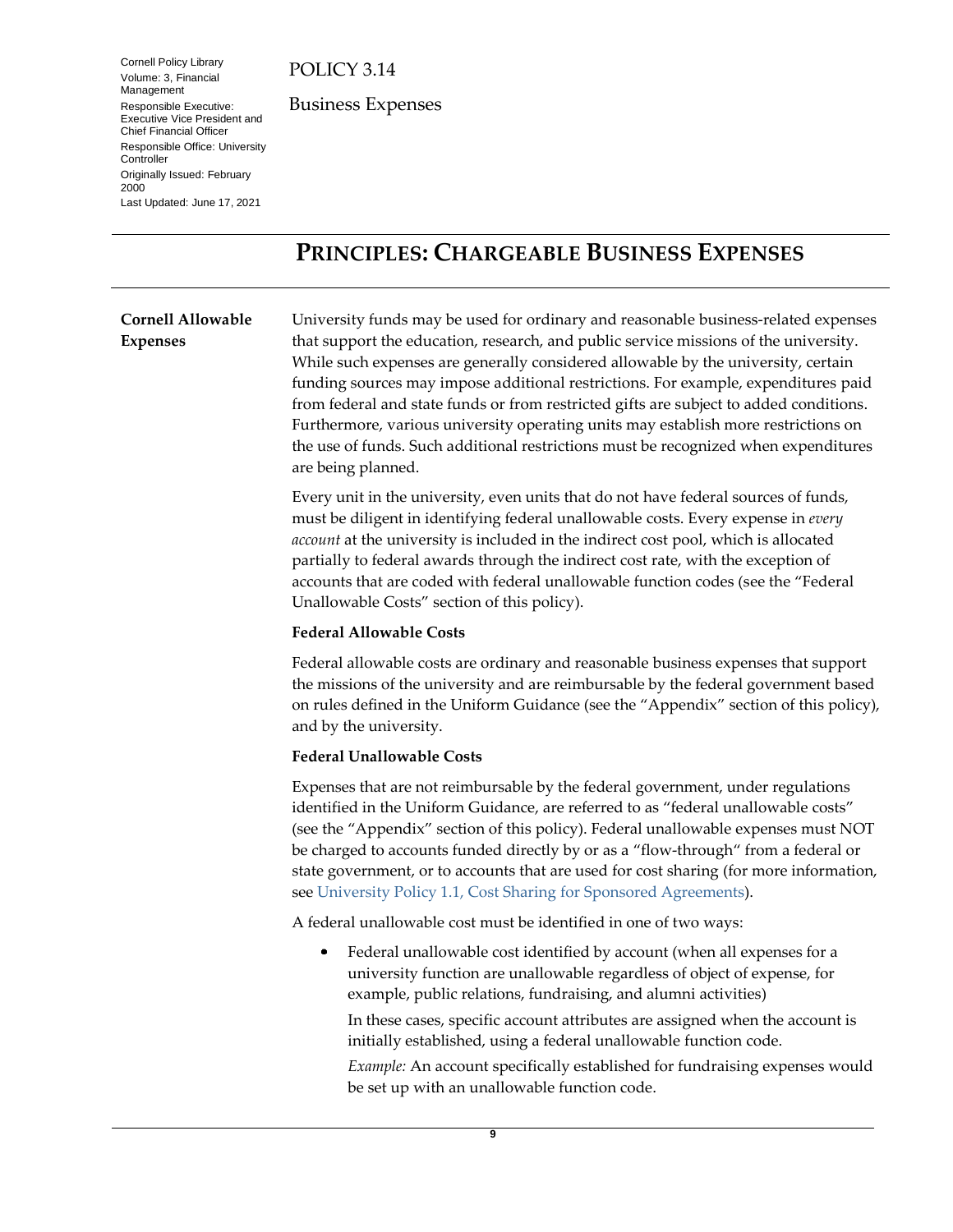# PRINCIPLES: CHARGEABLE BUSINESS EXPENSES

## Cornell Allowable Expenses

University funds may be used for ordinary and reasonable business-related expenses that support the education, research, and public service missions of the university. While such expenses are generally considered allowable by the university, certain funding sources may impose additional restrictions. For example, expenditures paid from federal and state funds or from restricted gifts are subject to added conditions. Furthermore, various university operating units may establish more restrictions on the use of funds. Such additional restrictions must be recognized when expenditures are being planned.

Every unit in the university, even units that do not have federal sources of funds, must be diligent in identifying federal unallowable costs. Every expense in *every account* at the university is included in the indirect cost pool, which is allocated partially to federal awards through the indirect cost rate, with the exception of accounts that are coded with federal unallowable function codes (see the "Federal Unallowable Costs" section of this policy).

### Federal Allowable Costs

Federal allowable costs are ordinary and reasonable business expenses that support the missions of the university and are reimbursable by the federal government based on rules defined in the Uniform Guidance (see the "Appendix" section of this policy), and by the university.

### Federal Unallowable Costs

Expenses that are not reimbursable by the federal government, under regulations identified in the Uniform Guidance, are referred to as "federal unallowable costs" (see the "Appendix" section of this policy). Federal unallowable expenses must NOT be charged to accounts funded directly by or as a "flow-through" from a federal or state government, or to accounts that are used for cost sharing (for more information, see University Policy 1.1, Cost Sharing for Sponsored Agreements).

A federal unallowable cost must be identified in one of two ways:

- Federal unallowable cost identified by account (when all expenses for a university function are unallowable regardless of object of expense, for example, public relations, fundraising, and alumni activities)

  In these cases, specific account attributes are assigned when the account is initially established, using a federal unallowable function code.

  *Example:* An account specifically established for fundraising expenses would be set up with an unallowable function code.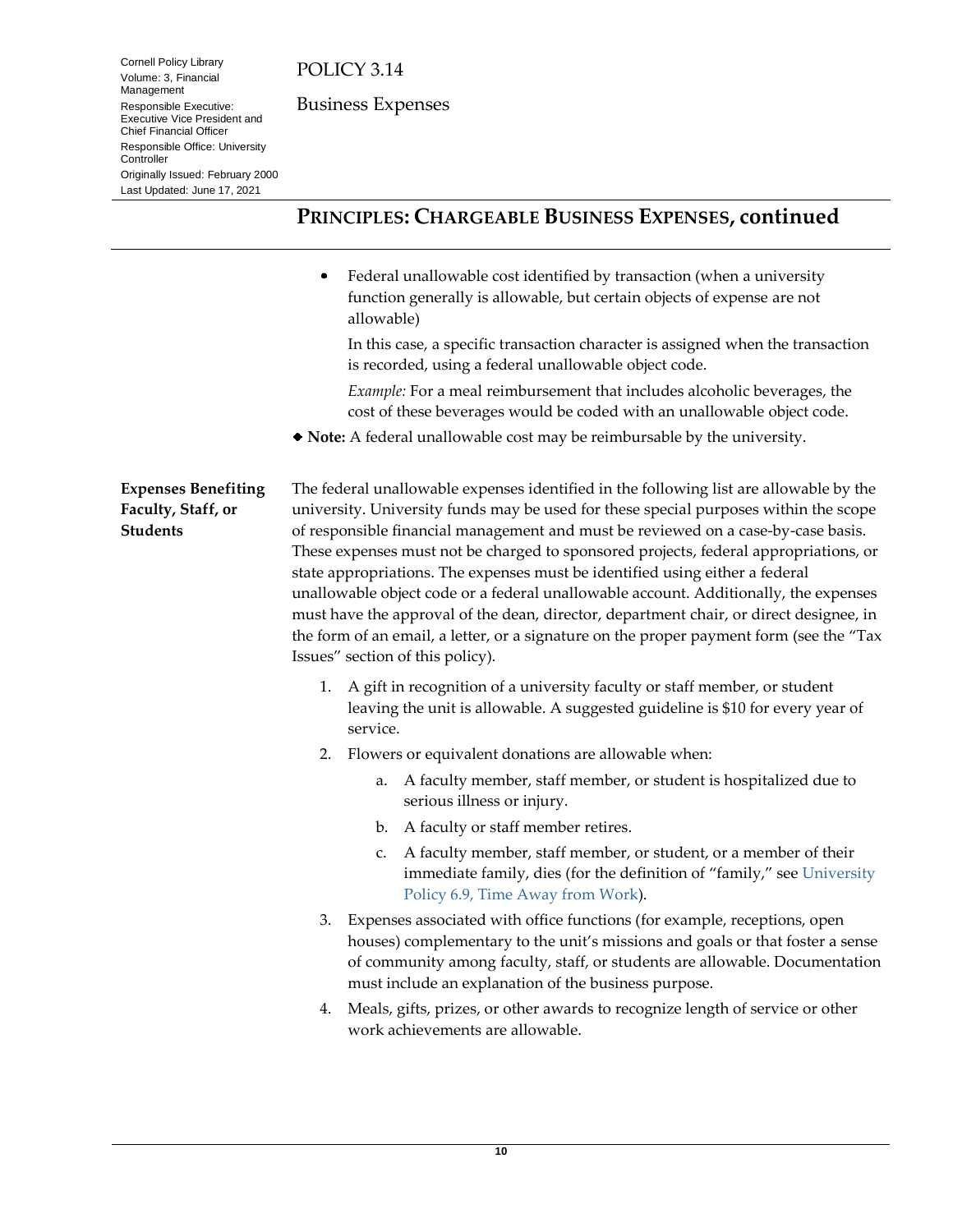## PRINCIPLES: CHARGEABLE BUSINESS EXPENSES, continued

- Federal unallowable cost identified by transaction (when a university function generally is allowable, but certain objects of expense are not allowable)

  In this case, a specific transaction character is assigned when the transaction is recorded, using a federal unallowable object code.

  *Example:* For a meal reimbursement that includes alcoholic beverages, the cost of these beverages would be coded with an unallowable object code.

◆ **Note:** A federal unallowable cost may be reimbursable by the university.

**Expenses Benefiting Faculty, Staff, or Students**

The federal unallowable expenses identified in the following list are allowable by the university. University funds may be used for these special purposes within the scope of responsible financial management and must be reviewed on a case-by-case basis. These expenses must not be charged to sponsored projects, federal appropriations, or state appropriations. The expenses must be identified using either a federal unallowable object code or a federal unallowable account. Additionally, the expenses must have the approval of the dean, director, department chair, or direct designee, in the form of an email, a letter, or a signature on the proper payment form (see the "Tax Issues" section of this policy).

1. A gift in recognition of a university faculty or staff member, or student leaving the unit is allowable. A suggested guideline is $10 for every year of service.
2. Flowers or equivalent donations are allowable when:
   a. A faculty member, staff member, or student is hospitalized due to serious illness or injury.
   b. A faculty or staff member retires.
   c. A faculty member, staff member, or student, or a member of their immediate family, dies (for the definition of "family," see University Policy 6.9, Time Away from Work).
3. Expenses associated with office functions (for example, receptions, open houses) complementary to the unit's missions and goals or that foster a sense of community among faculty, staff, or students are allowable. Documentation must include an explanation of the business purpose.
4. Meals, gifts, prizes, or other awards to recognize length of service or other work achievements are allowable.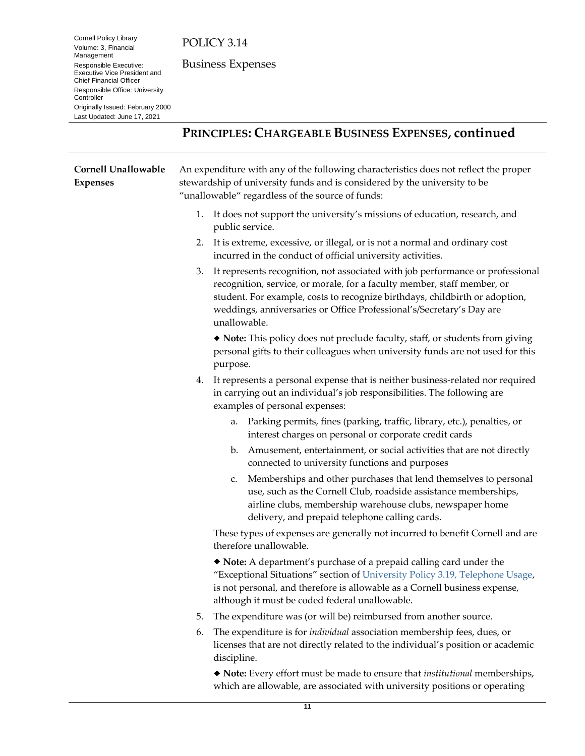## PRINCIPLES: CHARGEABLE BUSINESS EXPENSES, continued

**Cornell Unallowable Expenses**

An expenditure with any of the following characteristics does not reflect the proper stewardship of university funds and is considered by the university to be "unallowable" regardless of the source of funds:

1. It does not support the university's missions of education, research, and public service.
2. It is extreme, excessive, or illegal, or is not a normal and ordinary cost incurred in the conduct of official university activities.
3. It represents recognition, not associated with job performance or professional recognition, service, or morale, for a faculty member, staff member, or student. For example, costs to recognize birthdays, childbirth or adoption, weddings, anniversaries or Office Professional's/Secretary's Day are unallowable.

   ◆ **Note:** This policy does not preclude faculty, staff, or students from giving personal gifts to their colleagues when university funds are not used for this purpose.

4. It represents a personal expense that is neither business-related nor required in carrying out an individual's job responsibilities. The following are examples of personal expenses:
   a. Parking permits, fines (parking, traffic, library, etc.), penalties, or interest charges on personal or corporate credit cards
   b. Amusement, entertainment, or social activities that are not directly connected to university functions and purposes
   c. Memberships and other purchases that lend themselves to personal use, such as the Cornell Club, roadside assistance memberships, airline clubs, membership warehouse clubs, newspaper home delivery, and prepaid telephone calling cards.

   These types of expenses are generally not incurred to benefit Cornell and are therefore unallowable.

   ◆ **Note:** A department's purchase of a prepaid calling card under the "Exceptional Situations" section of University Policy 3.19, Telephone Usage, is not personal, and therefore is allowable as a Cornell business expense, although it must be coded federal unallowable.

5. The expenditure was (or will be) reimbursed from another source.
6. The expenditure is for *individual* association membership fees, dues, or licenses that are not directly related to the individual's position or academic discipline.

   ◆ **Note:** Every effort must be made to ensure that *institutional* memberships, which are allowable, are associated with university positions or operating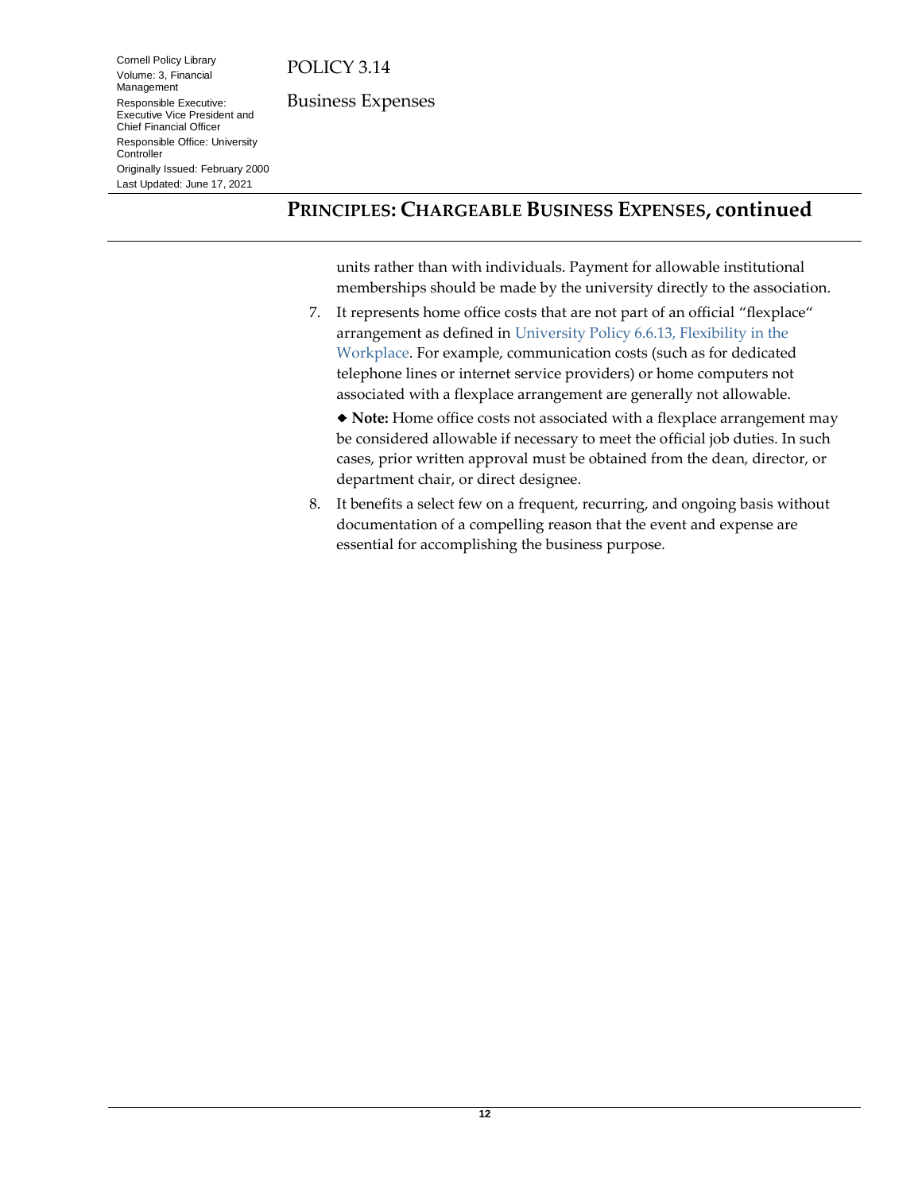## PRINCIPLES: CHARGEABLE BUSINESS EXPENSES, continued

units rather than with individuals. Payment for allowable institutional memberships should be made by the university directly to the association.

7. It represents home office costs that are not part of an official "flexplace" arrangement as defined in University Policy 6.6.13, Flexibility in the Workplace. For example, communication costs (such as for dedicated telephone lines or internet service providers) or home computers not associated with a flexplace arrangement are generally not allowable.

   ◆ **Note:** Home office costs not associated with a flexplace arrangement may be considered allowable if necessary to meet the official job duties. In such cases, prior written approval must be obtained from the dean, director, or department chair, or direct designee.

8. It benefits a select few on a frequent, recurring, and ongoing basis without documentation of a compelling reason that the event and expense are essential for accomplishing the business purpose.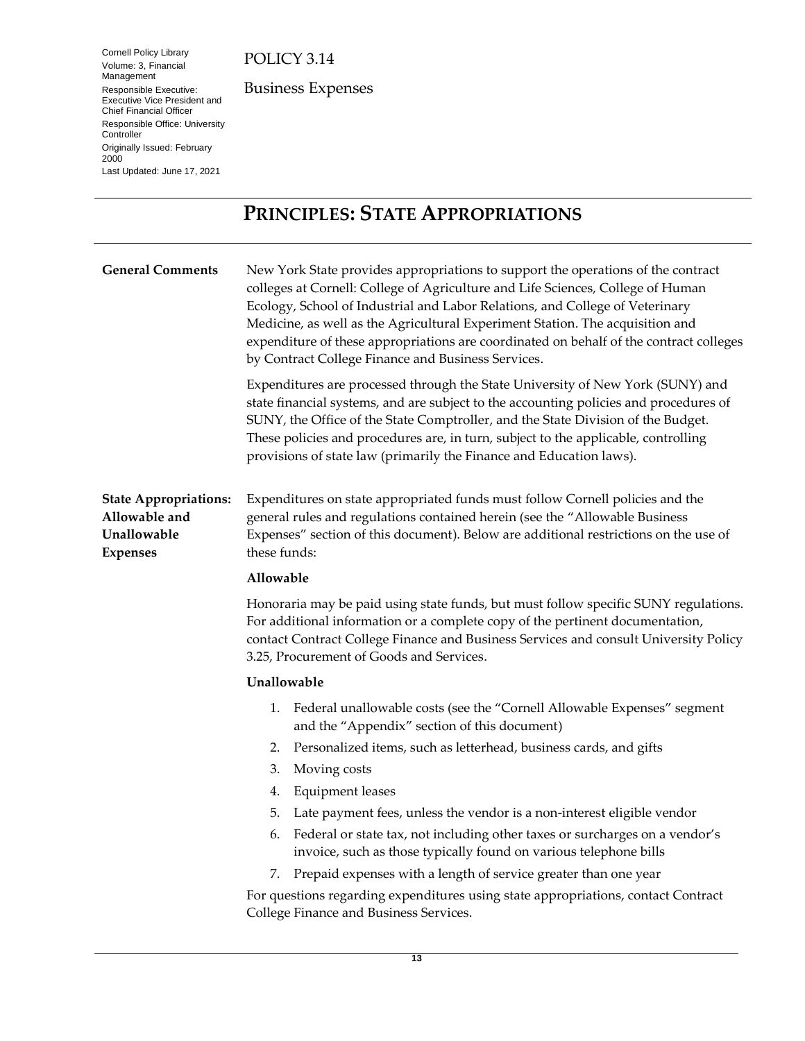# PRINCIPLES: STATE APPROPRIATIONS

**General Comments**

New York State provides appropriations to support the operations of the contract colleges at Cornell: College of Agriculture and Life Sciences, College of Human Ecology, School of Industrial and Labor Relations, and College of Veterinary Medicine, as well as the Agricultural Experiment Station. The acquisition and expenditure of these appropriations are coordinated on behalf of the contract colleges by Contract College Finance and Business Services.

Expenditures are processed through the State University of New York (SUNY) and state financial systems, and are subject to the accounting policies and procedures of SUNY, the Office of the State Comptroller, and the State Division of the Budget. These policies and procedures are, in turn, subject to the applicable, controlling provisions of state law (primarily the Finance and Education laws).

**State Appropriations: Allowable and Unallowable Expenses**

Expenditures on state appropriated funds must follow Cornell policies and the general rules and regulations contained herein (see the "Allowable Business Expenses" section of this document). Below are additional restrictions on the use of these funds:

**Allowable**

Honoraria may be paid using state funds, but must follow specific SUNY regulations. For additional information or a complete copy of the pertinent documentation, contact Contract College Finance and Business Services and consult University Policy 3.25, Procurement of Goods and Services.

**Unallowable**

1. Federal unallowable costs (see the "Cornell Allowable Expenses" segment and the "Appendix" section of this document)
2. Personalized items, such as letterhead, business cards, and gifts
3. Moving costs
4. Equipment leases
5. Late payment fees, unless the vendor is a non-interest eligible vendor
6. Federal or state tax, not including other taxes or surcharges on a vendor's invoice, such as those typically found on various telephone bills
7. Prepaid expenses with a length of service greater than one year

For questions regarding expenditures using state appropriations, contact Contract College Finance and Business Services.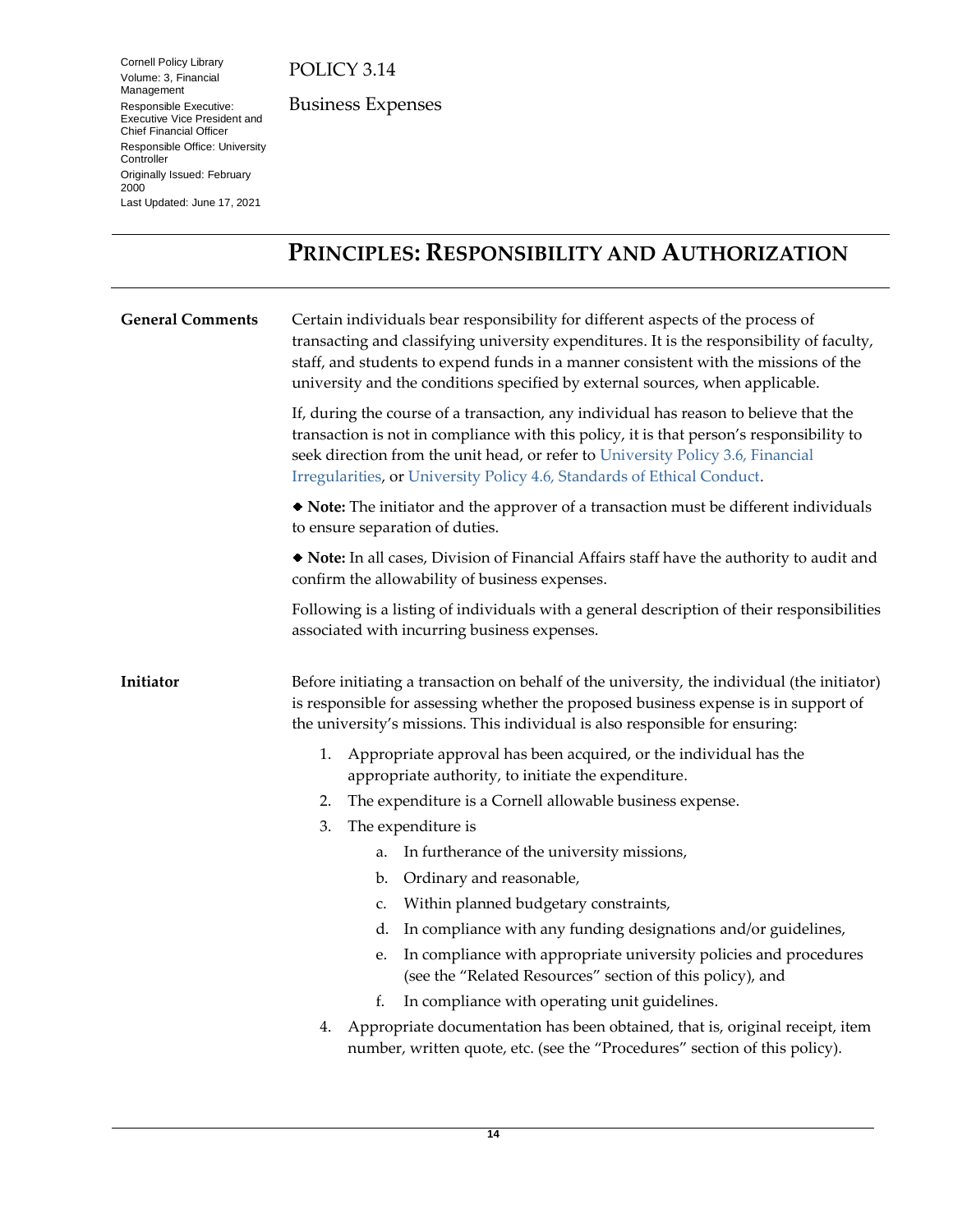# PRINCIPLES: RESPONSIBILITY AND AUTHORIZATION

**General Comments**

Certain individuals bear responsibility for different aspects of the process of transacting and classifying university expenditures. It is the responsibility of faculty, staff, and students to expend funds in a manner consistent with the missions of the university and the conditions specified by external sources, when applicable.

If, during the course of a transaction, any individual has reason to believe that the transaction is not in compliance with this policy, it is that person's responsibility to seek direction from the unit head, or refer to University Policy 3.6, Financial Irregularities, or University Policy 4.6, Standards of Ethical Conduct.

◆ **Note:** The initiator and the approver of a transaction must be different individuals to ensure separation of duties.

◆ **Note:** In all cases, Division of Financial Affairs staff have the authority to audit and confirm the allowability of business expenses.

Following is a listing of individuals with a general description of their responsibilities associated with incurring business expenses.

**Initiator**

Before initiating a transaction on behalf of the university, the individual (the initiator) is responsible for assessing whether the proposed business expense is in support of the university's missions. This individual is also responsible for ensuring:

1. Appropriate approval has been acquired, or the individual has the appropriate authority, to initiate the expenditure.
2. The expenditure is a Cornell allowable business expense.
3. The expenditure is
   a. In furtherance of the university missions,
   b. Ordinary and reasonable,
   c. Within planned budgetary constraints,
   d. In compliance with any funding designations and/or guidelines,
   e. In compliance with appropriate university policies and procedures (see the "Related Resources" section of this policy), and
   f. In compliance with operating unit guidelines.
4. Appropriate documentation has been obtained, that is, original receipt, item number, written quote, etc. (see the "Procedures" section of this policy).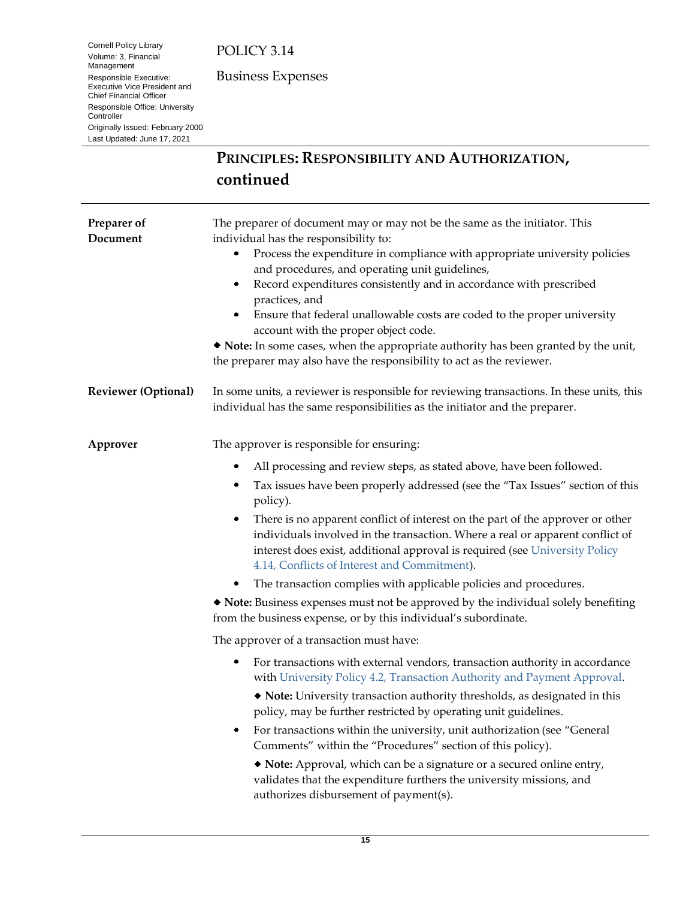## PRINCIPLES: RESPONSIBILITY AND AUTHORIZATION, continued

**Prearer of Document**

The preparer of document may or may not be the same as the initiator. This individual has the responsibility to:

- Process the expenditure in compliance with appropriate university policies and procedures, and operating unit guidelines,
- Record expenditures consistently and in accordance with prescribed practices, and
- Ensure that federal unallowable costs are coded to the proper university account with the proper object code.

◆ **Note:** In some cases, when the appropriate authority has been granted by the unit, the preparer may also have the responsibility to act as the reviewer.

**Reviewer (Optional)**

In some units, a reviewer is responsible for reviewing transactions. In these units, this individual has the same responsibilities as the initiator and the preparer.

**Approver**

The approver is responsible for ensuring:

- All processing and review steps, as stated above, have been followed.
- Tax issues have been properly addressed (see the "Tax Issues" section of this policy).
- There is no apparent conflict of interest on the part of the approver or other individuals involved in the transaction. Where a real or apparent conflict of interest does exist, additional approval is required (see University Policy 4.14, Conflicts of Interest and Commitment).
- The transaction complies with applicable policies and procedures.

◆ **Note:** Business expenses must not be approved by the individual solely benefiting from the business expense, or by this individual's subordinate.

The approver of a transaction must have:

- For transactions with external vendors, transaction authority in accordance with University Policy 4.2, Transaction Authority and Payment Approval.

  ◆ **Note:** University transaction authority thresholds, as designated in this policy, may be further restricted by operating unit guidelines.

- For transactions within the university, unit authorization (see "General Comments" within the "Procedures" section of this policy).

  ◆ **Note:** Approval, which can be a signature or a secured online entry, validates that the expenditure furthers the university missions, and authorizes disbursement of payment(s).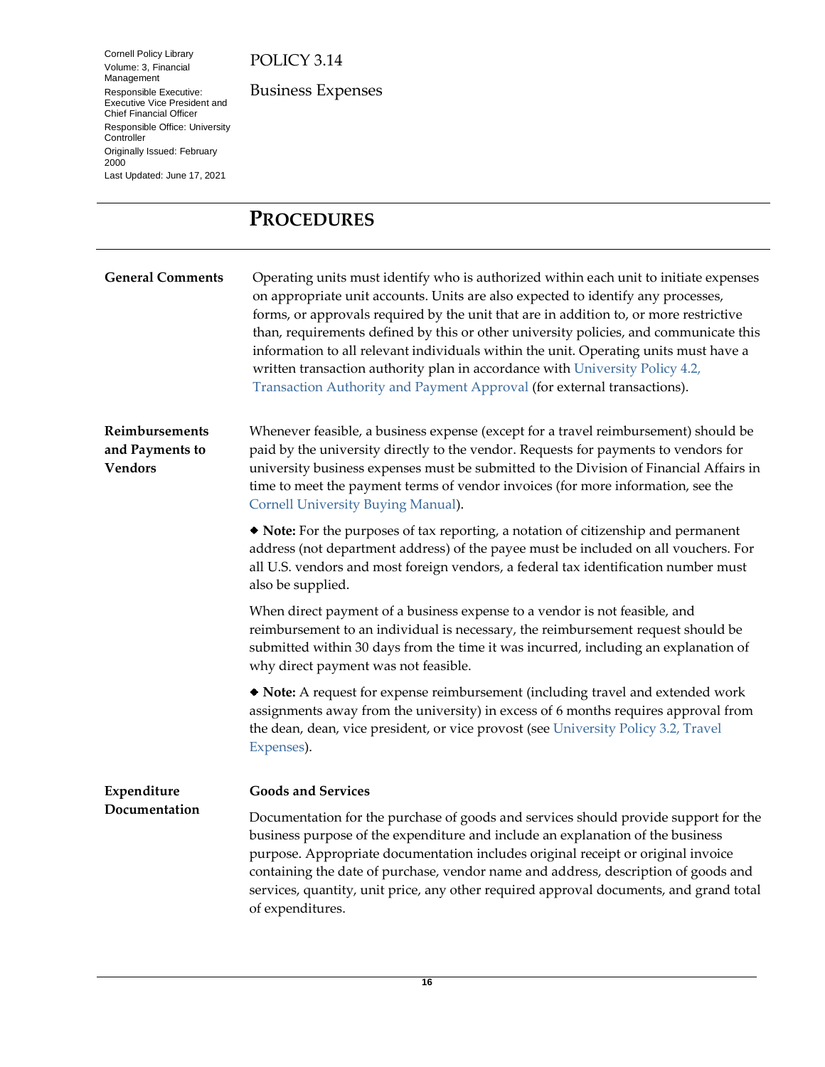Cornell Policy Library
Volume: 3, Financial Management
Responsible Executive: Executive Vice President and Chief Financial Officer
Responsible Office: University Controller
Originally Issued: February 2000
Last Updated: June 17, 2021

POLICY 3.14

Business Expenses

# PROCEDURES

## General Comments

Operating units must identify who is authorized within each unit to initiate expenses on appropriate unit accounts. Units are also expected to identify any processes, forms, or approvals required by the unit that are in addition to, or more restrictive than, requirements defined by this or other university policies, and communicate this information to all relevant individuals within the unit. Operating units must have a written transaction authority plan in accordance with University Policy 4.2, Transaction Authority and Payment Approval (for external transactions).

## Reimbursements and Payments to Vendors

Whenever feasible, a business expense (except for a travel reimbursement) should be paid by the university directly to the vendor. Requests for payments to vendors for university business expenses must be submitted to the Division of Financial Affairs in time to meet the payment terms of vendor invoices (for more information, see the Cornell University Buying Manual).

◆ **Note:** For the purposes of tax reporting, a notation of citizenship and permanent address (not department address) of the payee must be included on all vouchers. For all U.S. vendors and most foreign vendors, a federal tax identification number must also be supplied.

When direct payment of a business expense to a vendor is not feasible, and reimbursement to an individual is necessary, the reimbursement request should be submitted within 30 days from the time it was incurred, including an explanation of why direct payment was not feasible.

◆ **Note:** A request for expense reimbursement (including travel and extended work assignments away from the university) in excess of 6 months requires approval from the dean, dean, vice president, or vice provost (see University Policy 3.2, Travel Expenses).

## Expenditure Documentation

### Goods and Services

Documentation for the purchase of goods and services should provide support for the business purpose of the expenditure and include an explanation of the business purpose. Appropriate documentation includes original receipt or original invoice containing the date of purchase, vendor name and address, description of goods and services, quantity, unit price, any other required approval documents, and grand total of expenditures.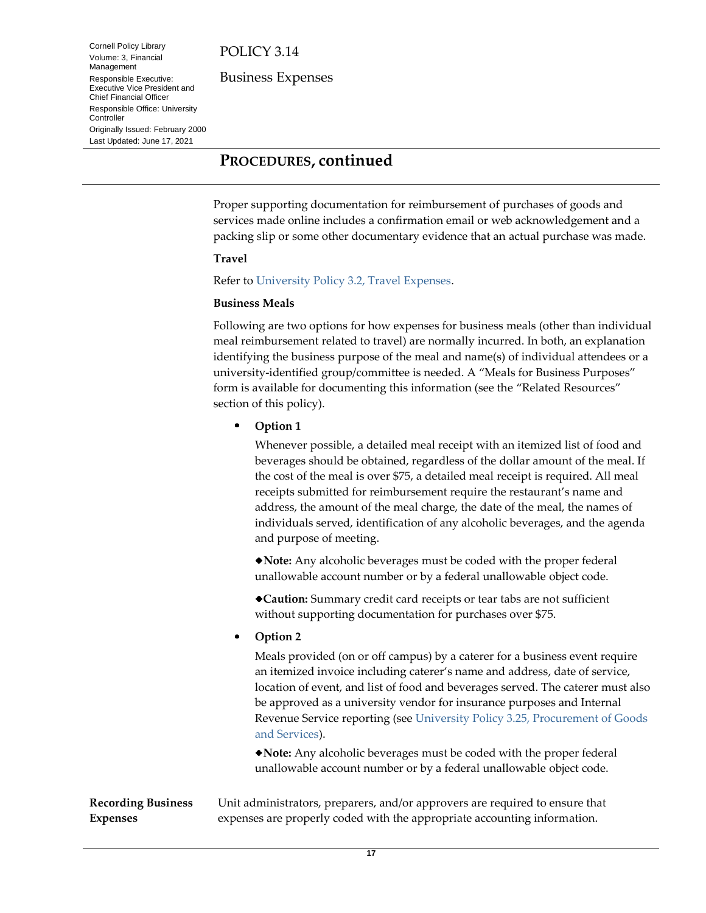## PROCEDURES, continued

Proper supporting documentation for reimbursement of purchases of goods and services made online includes a confirmation email or web acknowledgement and a packing slip or some other documentary evidence that an actual purchase was made.

**Travel**

Refer to University Policy 3.2, Travel Expenses.

**Business Meals**

Following are two options for how expenses for business meals (other than individual meal reimbursement related to travel) are normally incurred. In both, an explanation identifying the business purpose of the meal and name(s) of individual attendees or a university-identified group/committee is needed. A "Meals for Business Purposes" form is available for documenting this information (see the "Related Resources" section of this policy).

- **Option 1**

  Whenever possible, a detailed meal receipt with an itemized list of food and beverages should be obtained, regardless of the dollar amount of the meal. If the cost of the meal is over $75, a detailed meal receipt is required. All meal receipts submitted for reimbursement require the restaurant's name and address, the amount of the meal charge, the date of the meal, the names of individuals served, identification of any alcoholic beverages, and the agenda and purpose of meeting.

  ◆**Note:** Any alcoholic beverages must be coded with the proper federal unallowable account number or by a federal unallowable object code.

  ◆**Caution:** Summary credit card receipts or tear tabs are not sufficient without supporting documentation for purchases over $75.

- **Option 2**

  Meals provided (on or off campus) by a caterer for a business event require an itemized invoice including caterer's name and address, date of service, location of event, and list of food and beverages served. The caterer must also be approved as a university vendor for insurance purposes and Internal Revenue Service reporting (see University Policy 3.25, Procurement of Goods and Services).

  ◆**Note:** Any alcoholic beverages must be coded with the proper federal unallowable account number or by a federal unallowable object code.

**Recording Business Expenses**

Unit administrators, preparers, and/or approvers are required to ensure that expenses are properly coded with the appropriate accounting information.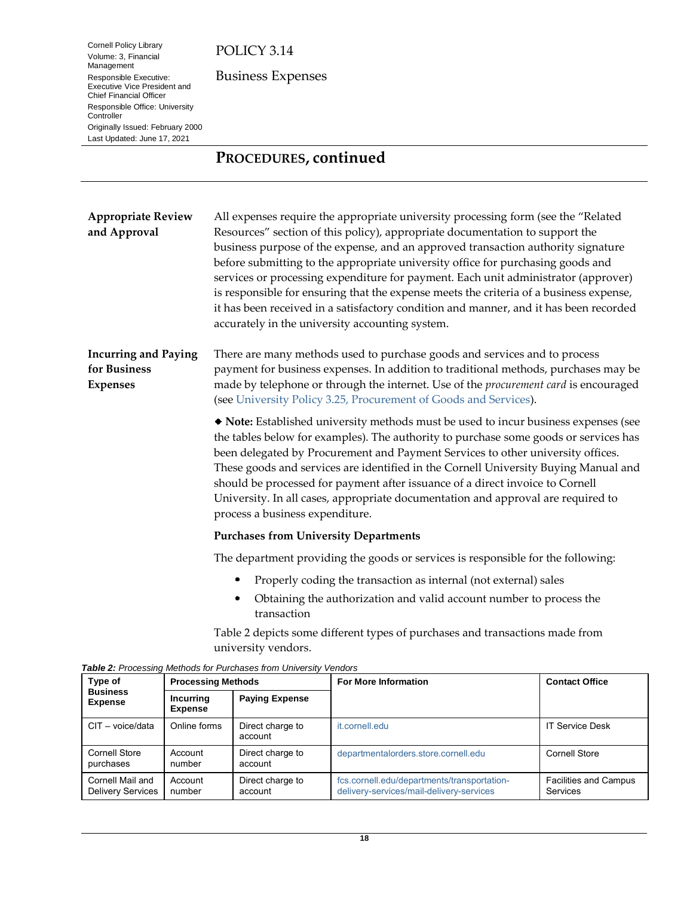## PROCEDURES, continued

**Appropriate Review and Approval**

All expenses require the appropriate university processing form (see the "Related Resources" section of this policy), appropriate documentation to support the business purpose of the expense, and an approved transaction authority signature before submitting to the appropriate university office for purchasing goods and services or processing expenditure for payment. Each unit administrator (approver) is responsible for ensuring that the expense meets the criteria of a business expense, it has been received in a satisfactory condition and manner, and it has been recorded accurately in the university accounting system.

**Incurring and Paying for Business Expenses**

There are many methods used to purchase goods and services and to process payment for business expenses. In addition to traditional methods, purchases may be made by telephone or through the internet. Use of the *procurement card* is encouraged (see University Policy 3.25, Procurement of Goods and Services).

◆ **Note:** Established university methods must be used to incur business expenses (see the tables below for examples). The authority to purchase some goods or services has been delegated by Procurement and Payment Services to other university offices. These goods and services are identified in the Cornell University Buying Manual and should be processed for payment after issuance of a direct invoice to Cornell University. In all cases, appropriate documentation and approval are required to process a business expenditure.

### Purchases from University Departments

The department providing the goods or services is responsible for the following:

- Properly coding the transaction as internal (not external) sales
- Obtaining the authorization and valid account number to process the transaction

Table 2 depicts some different types of purchases and transactions made from university vendors.

***Table 2:*** *Processing Methods for Purchases from University Vendors*

| Type of Business Expense | Processing Methods | | For More Information | Contact Office |
|---|---|---|---|---|
| | Incurring Expense | Paying Expense | | |
| CIT – voice/data | Online forms | Direct charge to account | it.cornell.edu | IT Service Desk |
| Cornell Store purchases | Account number | Direct charge to account | departmentalorders.store.cornell.edu | Cornell Store |
| Cornell Mail and Delivery Services | Account number | Direct charge to account | fcs.cornell.edu/departments/transportation-delivery-services/mail-delivery-services | Facilities and Campus Services |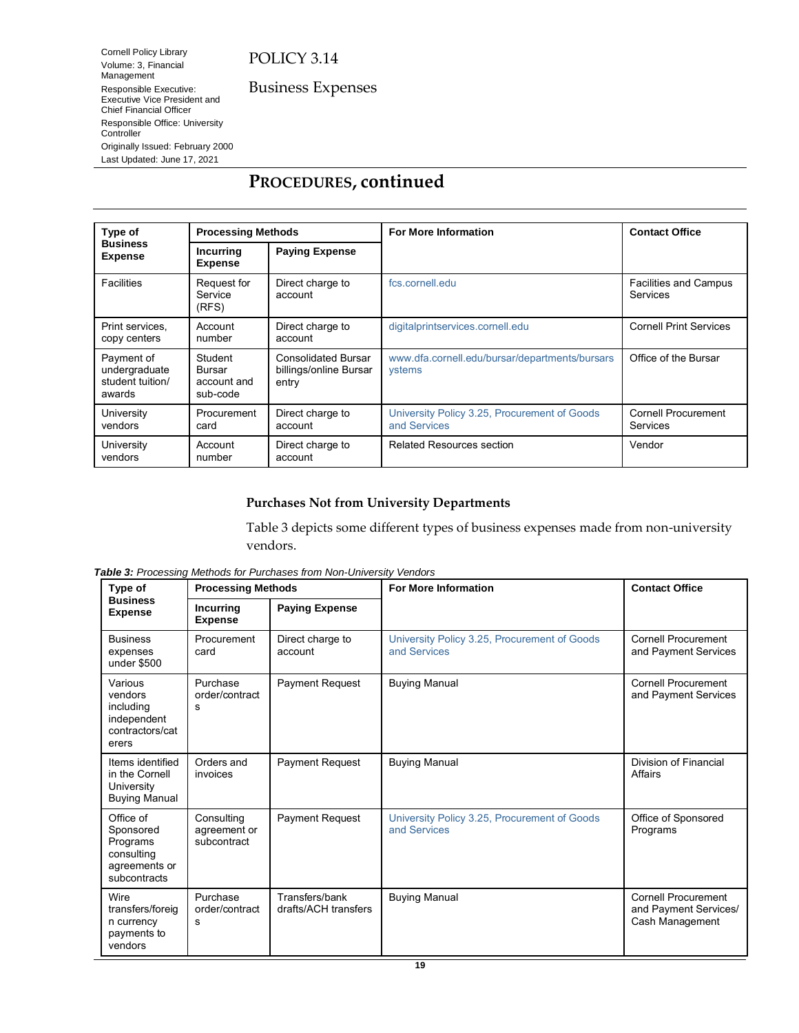## PROCEDURES, continued

| Type of Business Expense | Processing Methods | | For More Information | Contact Office |
|---|---|---|---|---|
| | Incurring Expense | Paying Expense | | |
| Facilities | Request for Service (RFS) | Direct charge to account | fcs.cornell.edu | Facilities and Campus Services |
| Print services, copy centers | Account number | Direct charge to account | digitalprintservices.cornell.edu | Cornell Print Services |
| Payment of undergraduate student tuition/ awards | Student Bursar account and sub-code | Consolidated Bursar billings/online Bursar entry | www.dfa.cornell.edu/bursar/departments/bursarsystems | Office of the Bursar |
| University vendors | Procurement card | Direct charge to account | University Policy 3.25, Procurement of Goods and Services | Cornell Procurement Services |
| University vendors | Account number | Direct charge to account | Related Resources section | Vendor |

### Purchases Not from University Departments

Table 3 depicts some different types of business expenses made from non-university vendors.

***Table 3:*** *Processing Methods for Purchases from Non-University Vendors*

| Type of Business Expense | Processing Methods | | For More Information | Contact Office |
|---|---|---|---|---|
| | Incurring Expense | Paying Expense | | |
| Business expenses under $500 | Procurement card | Direct charge to account | University Policy 3.25, Procurement of Goods and Services | Cornell Procurement and Payment Services |
| Various vendors including independent contractors/caterers | Purchase order/contracts | Payment Request | Buying Manual | Cornell Procurement and Payment Services |
| Items identified in the Cornell University Buying Manual | Orders and invoices | Payment Request | Buying Manual | Division of Financial Affairs |
| Office of Sponsored Programs consulting agreements or subcontracts | Consulting agreement or subcontract | Payment Request | University Policy 3.25, Procurement of Goods and Services | Office of Sponsored Programs |
| Wire transfers/foreign currency payments to vendors | Purchase order/contracts | Transfers/bank drafts/ACH transfers | Buying Manual | Cornell Procurement and Payment Services/ Cash Management |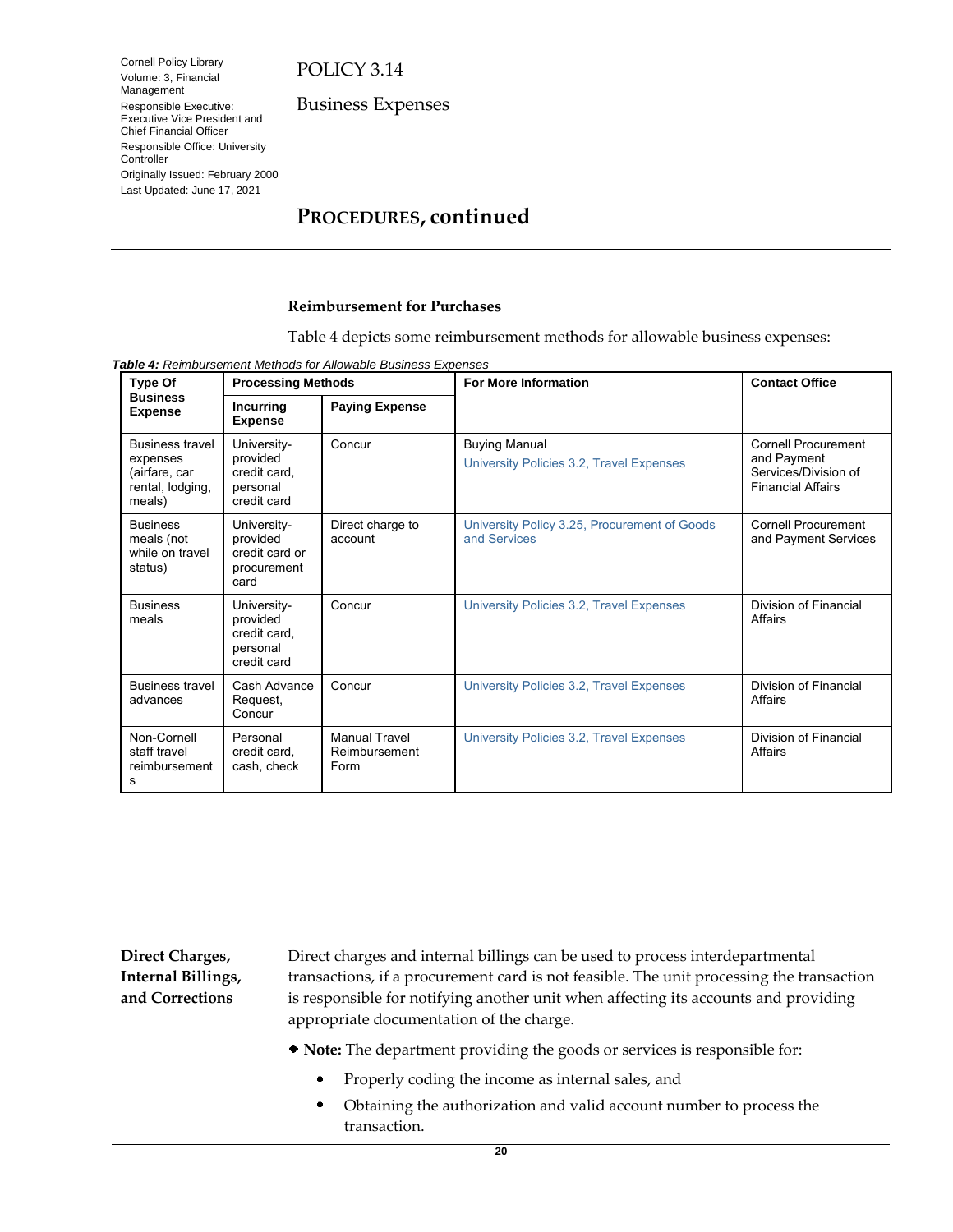## PROCEDURES, continued

### Reimbursement for Purchases

Table 4 depicts some reimbursement methods for allowable business expenses:

***Table 4:*** *Reimbursement Methods for Allowable Business Expenses*

| Type Of Business Expense | Processing Methods | | For More Information | Contact Office |
|---|---|---|---|---|
| | Incurring Expense | Paying Expense | | |
| Business travel expenses (airfare, car rental, lodging, meals) | University-provided credit card, personal credit card | Concur | Buying Manual<br>University Policies 3.2, Travel Expenses | Cornell Procurement and Payment Services/Division of Financial Affairs |
| Business meals (not while on travel status) | University-provided credit card or procurement card | Direct charge to account | University Policy 3.25, Procurement of Goods and Services | Cornell Procurement and Payment Services |
| Business meals | University-provided credit card, personal credit card | Concur | University Policies 3.2, Travel Expenses | Division of Financial Affairs |
| Business travel advances | Cash Advance Request, Concur | Concur | University Policies 3.2, Travel Expenses | Division of Financial Affairs |
| Non-Cornell staff travel reimbursements | Personal credit card, cash, check | Manual Travel Reimbursement Form | University Policies 3.2, Travel Expenses | Division of Financial Affairs |

### Direct Charges, Internal Billings, and Corrections

Direct charges and internal billings can be used to process interdepartmental transactions, if a procurement card is not feasible. The unit processing the transaction is responsible for notifying another unit when affecting its accounts and providing appropriate documentation of the charge.

◆ **Note:** The department providing the goods or services is responsible for:

- Properly coding the income as internal sales, and
- Obtaining the authorization and valid account number to process the transaction.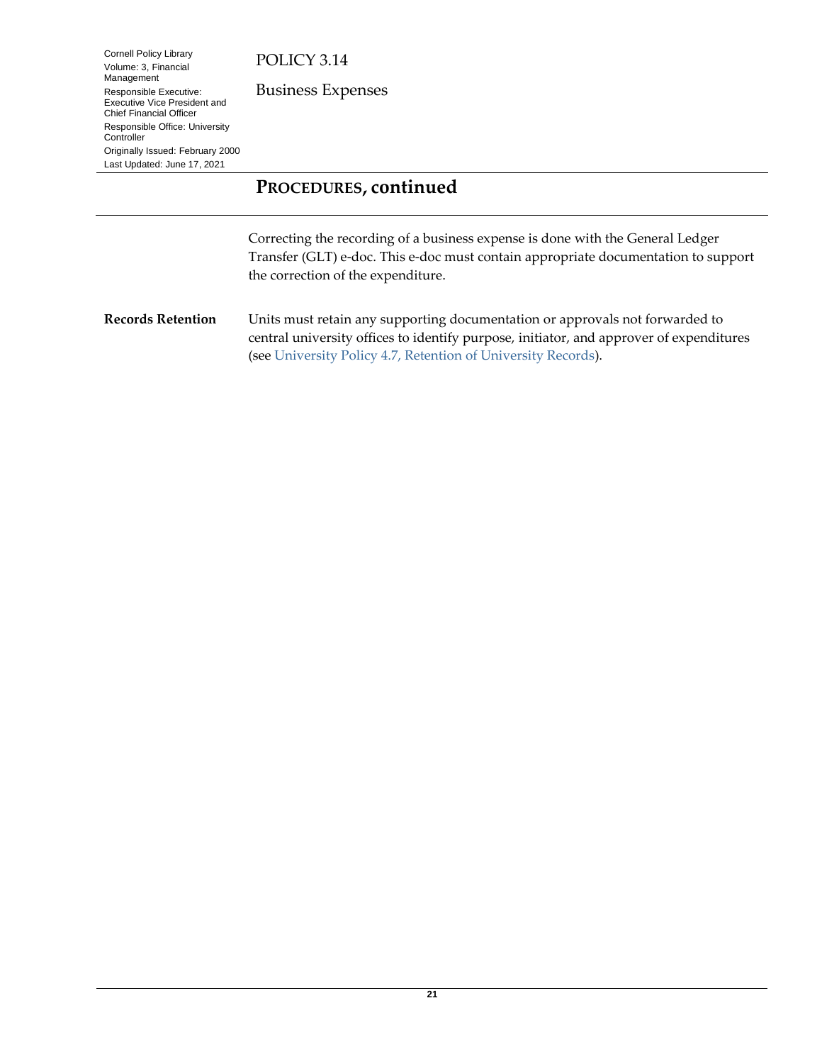## PROCEDURES, continued

Correcting the recording of a business expense is done with the General Ledger Transfer (GLT) e-doc. This e-doc must contain appropriate documentation to support the correction of the expenditure.

**Records Retention**

Units must retain any supporting documentation or approvals not forwarded to central university offices to identify purpose, initiator, and approver of expenditures (see University Policy 4.7, Retention of University Records).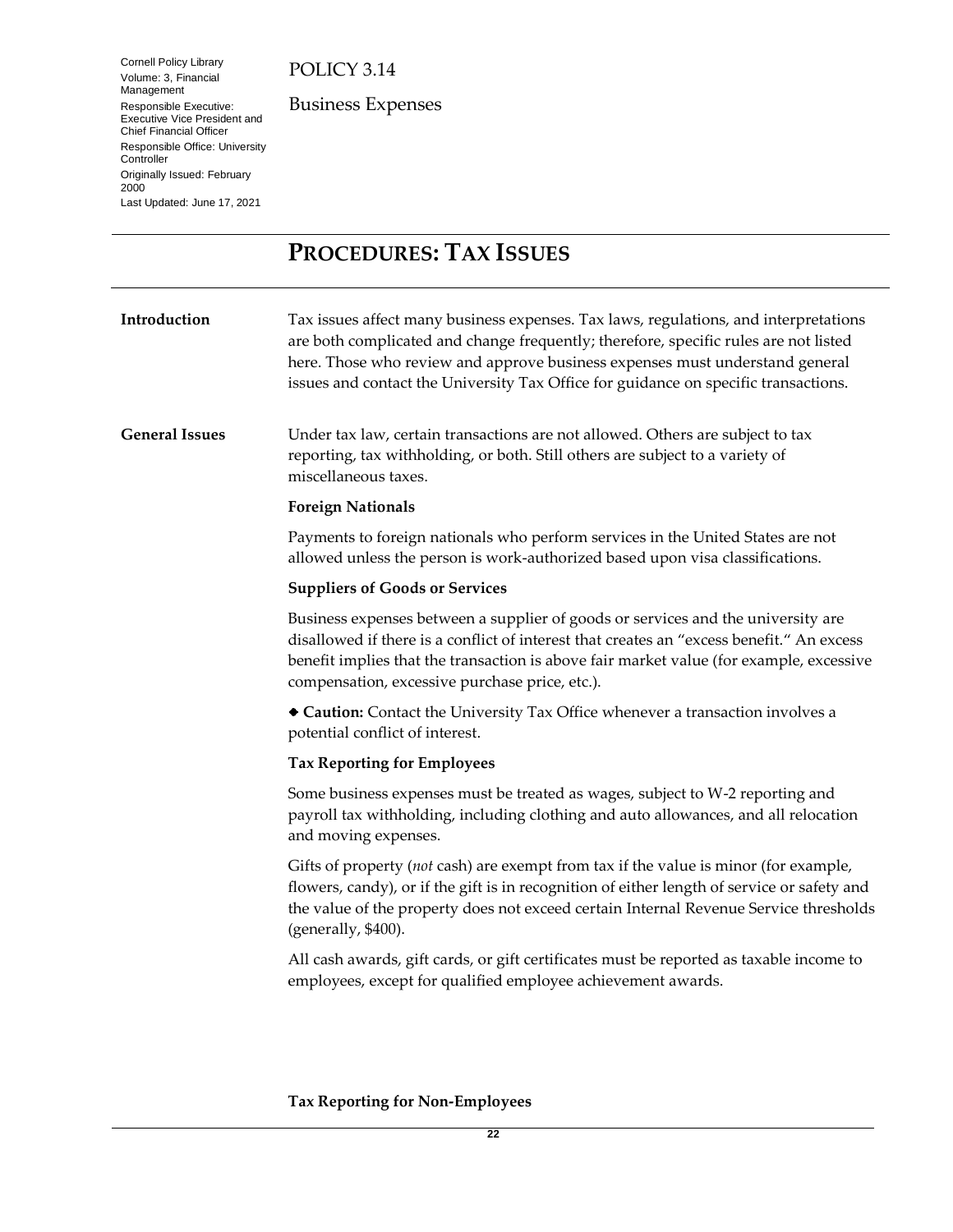# PROCEDURES: TAX ISSUES

**Introduction**

Tax issues affect many business expenses. Tax laws, regulations, and interpretations are both complicated and change frequently; therefore, specific rules are not listed here. Those who review and approve business expenses must understand general issues and contact the University Tax Office for guidance on specific transactions.

**General Issues**

Under tax law, certain transactions are not allowed. Others are subject to tax reporting, tax withholding, or both. Still others are subject to a variety of miscellaneous taxes.

**Foreign Nationals**

Payments to foreign nationals who perform services in the United States are not allowed unless the person is work-authorized based upon visa classifications.

**Suppliers of Goods or Services**

Business expenses between a supplier of goods or services and the university are disallowed if there is a conflict of interest that creates an "excess benefit." An excess benefit implies that the transaction is above fair market value (for example, excessive compensation, excessive purchase price, etc.).

◆ **Caution:** Contact the University Tax Office whenever a transaction involves a potential conflict of interest.

**Tax Reporting for Employees**

Some business expenses must be treated as wages, subject to W-2 reporting and payroll tax withholding, including clothing and auto allowances, and all relocation and moving expenses.

Gifts of property (*not* cash) are exempt from tax if the value is minor (for example, flowers, candy), or if the gift is in recognition of either length of service or safety and the value of the property does not exceed certain Internal Revenue Service thresholds (generally, $400).

All cash awards, gift cards, or gift certificates must be reported as taxable income to employees, except for qualified employee achievement awards.

**Tax Reporting for Non-Employees**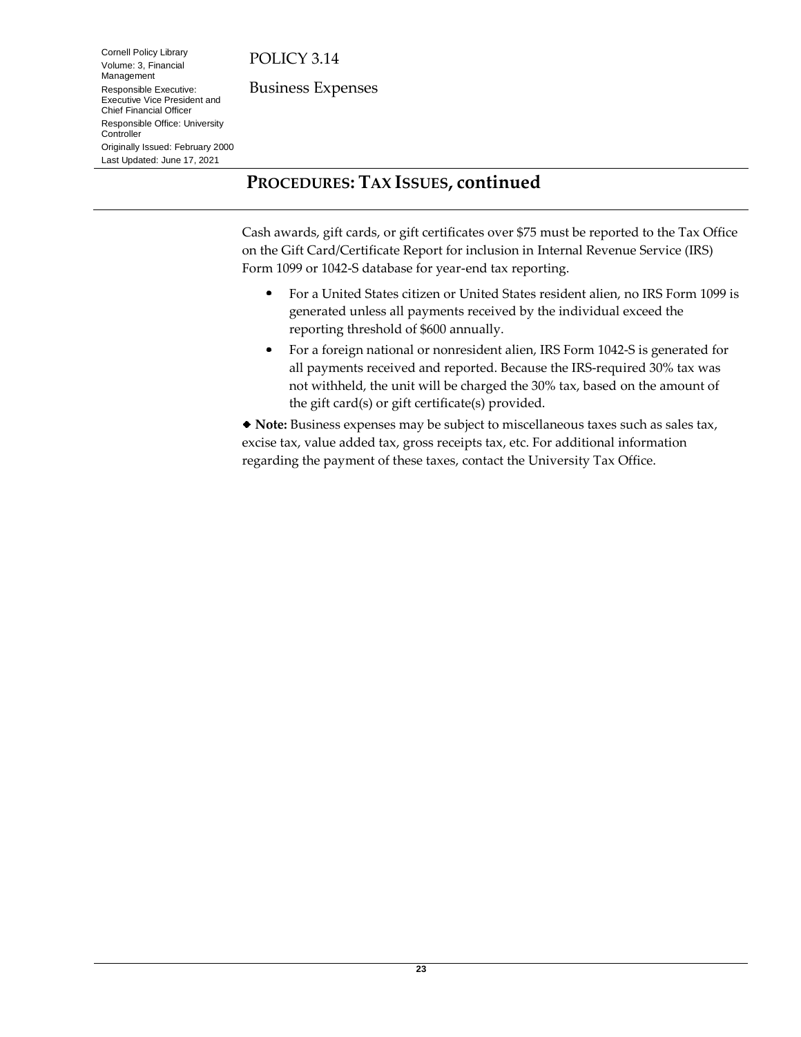## PROCEDURES: TAX ISSUES, continued

Cash awards, gift cards, or gift certificates over $75 must be reported to the Tax Office on the Gift Card/Certificate Report for inclusion in Internal Revenue Service (IRS) Form 1099 or 1042-S database for year-end tax reporting.

- For a United States citizen or United States resident alien, no IRS Form 1099 is generated unless all payments received by the individual exceed the reporting threshold of $600 annually.
- For a foreign national or nonresident alien, IRS Form 1042-S is generated for all payments received and reported. Because the IRS-required 30% tax was not withheld, the unit will be charged the 30% tax, based on the amount of the gift card(s) or gift certificate(s) provided.

◆ **Note:** Business expenses may be subject to miscellaneous taxes such as sales tax, excise tax, value added tax, gross receipts tax, etc. For additional information regarding the payment of these taxes, contact the University Tax Office.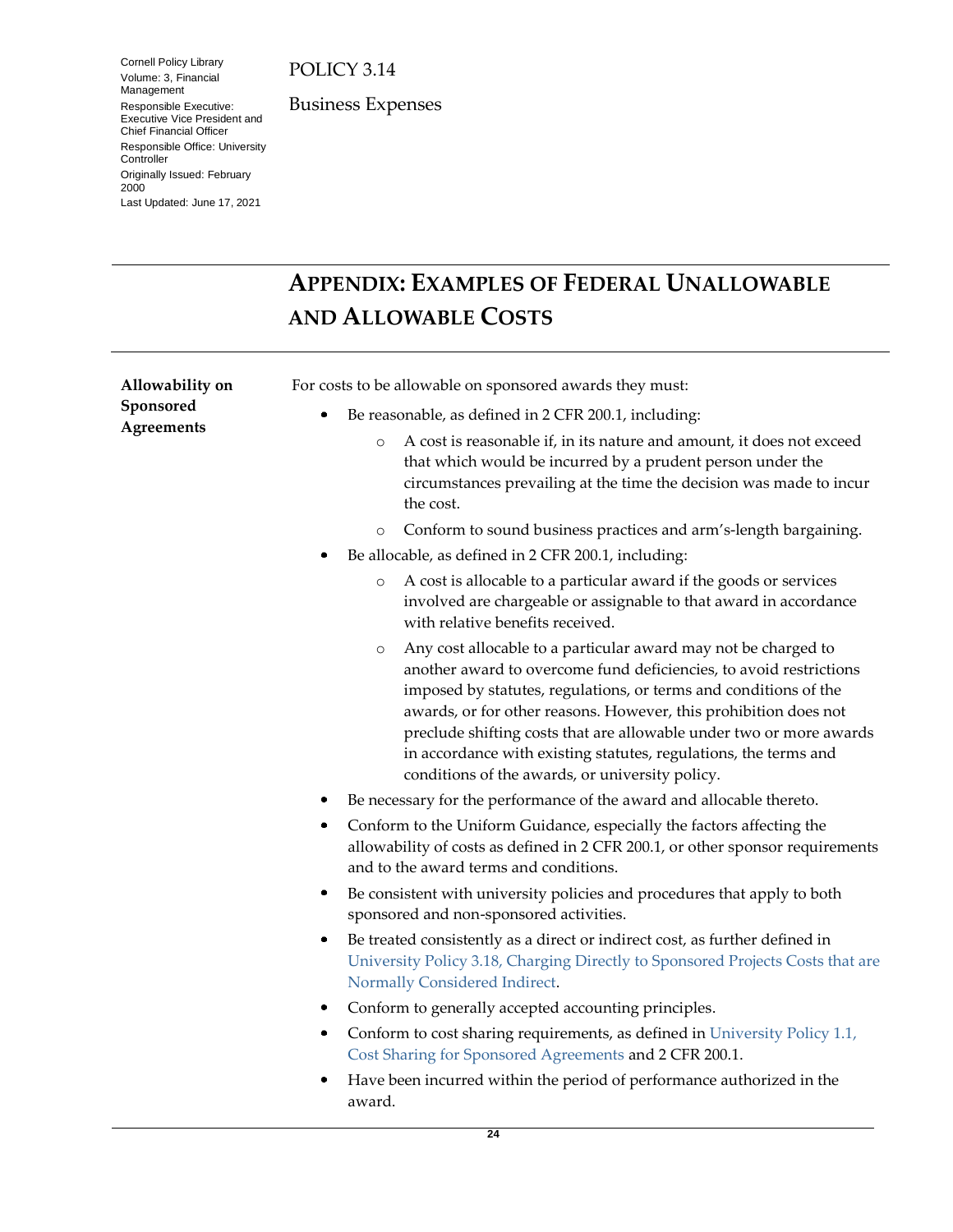Cornell Policy Library
Volume: 3, Financial Management
Responsible Executive: Executive Vice President and Chief Financial Officer
Responsible Office: University Controller
Originally Issued: February 2000
Last Updated: June 17, 2021

POLICY 3.14

Business Expenses

# APPENDIX: EXAMPLES OF FEDERAL UNALLOWABLE AND ALLOWABLE COSTS

**Allowability on Sponsored Agreements**

For costs to be allowable on sponsored awards they must:

- Be reasonable, as defined in 2 CFR 200.1, including:
  - A cost is reasonable if, in its nature and amount, it does not exceed that which would be incurred by a prudent person under the circumstances prevailing at the time the decision was made to incur the cost.
  - Conform to sound business practices and arm's-length bargaining.
- Be allocable, as defined in 2 CFR 200.1, including:
  - A cost is allocable to a particular award if the goods or services involved are chargeable or assignable to that award in accordance with relative benefits received.
  - Any cost allocable to a particular award may not be charged to another award to overcome fund deficiencies, to avoid restrictions imposed by statutes, regulations, or terms and conditions of the awards, or for other reasons. However, this prohibition does not preclude shifting costs that are allowable under two or more awards in accordance with existing statutes, regulations, the terms and conditions of the awards, or university policy.
- Be necessary for the performance of the award and allocable thereto.
- Conform to the Uniform Guidance, especially the factors affecting the allowability of costs as defined in 2 CFR 200.1, or other sponsor requirements and to the award terms and conditions.
- Be consistent with university policies and procedures that apply to both sponsored and non-sponsored activities.
- Be treated consistently as a direct or indirect cost, as further defined in University Policy 3.18, Charging Directly to Sponsored Projects Costs that are Normally Considered Indirect.
- Conform to generally accepted accounting principles.
- Conform to cost sharing requirements, as defined in University Policy 1.1, Cost Sharing for Sponsored Agreements and 2 CFR 200.1.
- Have been incurred within the period of performance authorized in the award.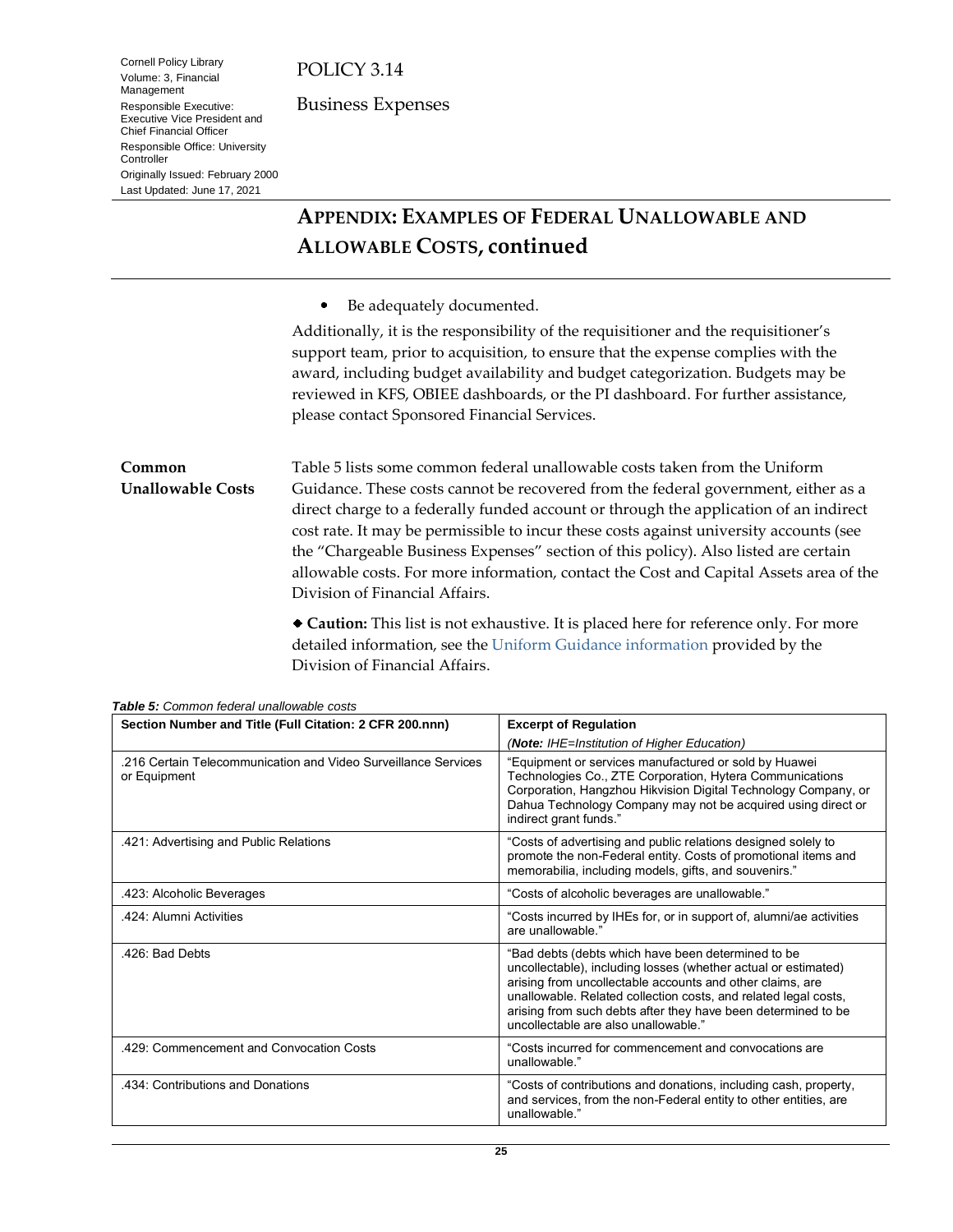## APPENDIX: EXAMPLES OF FEDERAL UNALLOWABLE AND ALLOWABLE COSTS, continued

- Be adequately documented.

Additionally, it is the responsibility of the requisitioner and the requisitioner's support team, prior to acquisition, to ensure that the expense complies with the award, including budget availability and budget categorization. Budgets may be reviewed in KFS, OBIEE dashboards, or the PI dashboard. For further assistance, please contact Sponsored Financial Services.

### Common Unallowable Costs

Table 5 lists some common federal unallowable costs taken from the Uniform Guidance. These costs cannot be recovered from the federal government, either as a direct charge to a federally funded account or through the application of an indirect cost rate. It may be permissible to incur these costs against university accounts (see the "Chargeable Business Expenses" section of this policy). Also listed are certain allowable costs. For more information, contact the Cost and Capital Assets area of the Division of Financial Affairs.

◆ **Caution:** This list is not exhaustive. It is placed here for reference only. For more detailed information, see the Uniform Guidance information provided by the Division of Financial Affairs.

***Table 5:*** *Common federal unallowable costs*

| Section Number and Title (Full Citation: 2 CFR 200.nnn) | Excerpt of Regulation<br>*(**Note:** IHE=Institution of Higher Education)* |
|---|---|
| .216 Certain Telecommunication and Video Surveillance Services or Equipment | "Equipment or services manufactured or sold by Huawei Technologies Co., ZTE Corporation, Hytera Communications Corporation, Hangzhou Hikvision Digital Technology Company, or Dahua Technology Company may not be acquired using direct or indirect grant funds." |
| .421: Advertising and Public Relations | "Costs of advertising and public relations designed solely to promote the non-Federal entity. Costs of promotional items and memorabilia, including models, gifts, and souvenirs." |
| .423: Alcoholic Beverages | "Costs of alcoholic beverages are unallowable." |
| .424: Alumni Activities | "Costs incurred by IHEs for, or in support of, alumni/ae activities are unallowable." |
| .426: Bad Debts | "Bad debts (debts which have been determined to be uncollectable), including losses (whether actual or estimated) arising from uncollectable accounts and other claims, are unallowable. Related collection costs, and related legal costs, arising from such debts after they have been determined to be uncollectable are also unallowable." |
| .429: Commencement and Convocation Costs | "Costs incurred for commencement and convocations are unallowable." |
| .434: Contributions and Donations | "Costs of contributions and donations, including cash, property, and services, from the non-Federal entity to other entities, are unallowable." |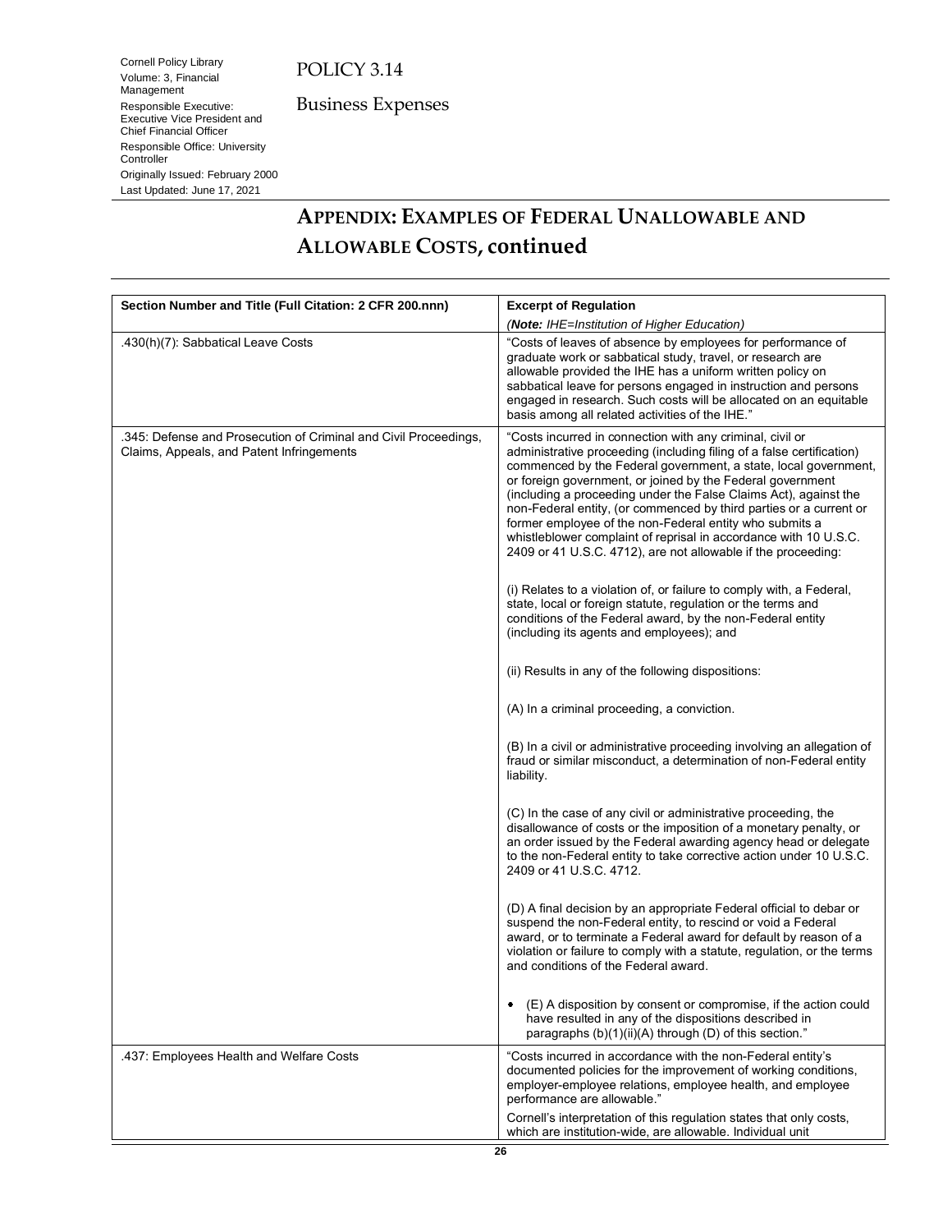## APPENDIX: EXAMPLES OF FEDERAL UNALLOWABLE AND ALLOWABLE COSTS, continued

| Section Number and Title (Full Citation: 2 CFR 200.nnn) | Excerpt of Regulation<br>*(**Note:** IHE=Institution of Higher Education)* |
|---|---|
| .430(h)(7): Sabbatical Leave Costs | "Costs of leaves of absence by employees for performance of graduate work or sabbatical study, travel, or research are allowable provided the IHE has a uniform written policy on sabbatical leave for persons engaged in instruction and persons engaged in research. Such costs will be allocated on an equitable basis among all related activities of the IHE." |
| .345: Defense and Prosecution of Criminal and Civil Proceedings, Claims, Appeals, and Patent Infringements | "Costs incurred in connection with any criminal, civil or administrative proceeding (including filing of a false certification) commenced by the Federal government, a state, local government, or foreign government, or joined by the Federal government (including a proceeding under the False Claims Act), against the non-Federal entity, (or commenced by third parties or a current or former employee of the non-Federal entity who submits a whistleblower complaint of reprisal in accordance with 10 U.S.C. 2409 or 41 U.S.C. 4712), are not allowable if the proceeding:<br><br>(i) Relates to a violation of, or failure to comply with, a Federal, state, local or foreign statute, regulation or the terms and conditions of the Federal award, by the non-Federal entity (including its agents and employees); and<br><br>(ii) Results in any of the following dispositions:<br><br>(A) In a criminal proceeding, a conviction.<br><br>(B) In a civil or administrative proceeding involving an allegation of fraud or similar misconduct, a determination of non-Federal entity liability.<br><br>(C) In the case of any civil or administrative proceeding, the disallowance of costs or the imposition of a monetary penalty, or an order issued by the Federal awarding agency head or delegate to the non-Federal entity to take corrective action under 10 U.S.C. 2409 or 41 U.S.C. 4712.<br><br>(D) A final decision by an appropriate Federal official to debar or suspend the non-Federal entity, to rescind or void a Federal award, or to terminate a Federal award for default by reason of a violation or failure to comply with a statute, regulation, or the terms and conditions of the Federal award.<br><br>• (E) A disposition by consent or compromise, if the action could have resulted in any of the dispositions described in paragraphs (b)(1)(ii)(A) through (D) of this section." |
| .437: Employees Health and Welfare Costs | "Costs incurred in accordance with the non-Federal entity's documented policies for the improvement of working conditions, employer-employee relations, employee health, and employee performance are allowable."<br><br>Cornell's interpretation of this regulation states that only costs, which are institution-wide, are allowable. Individual unit |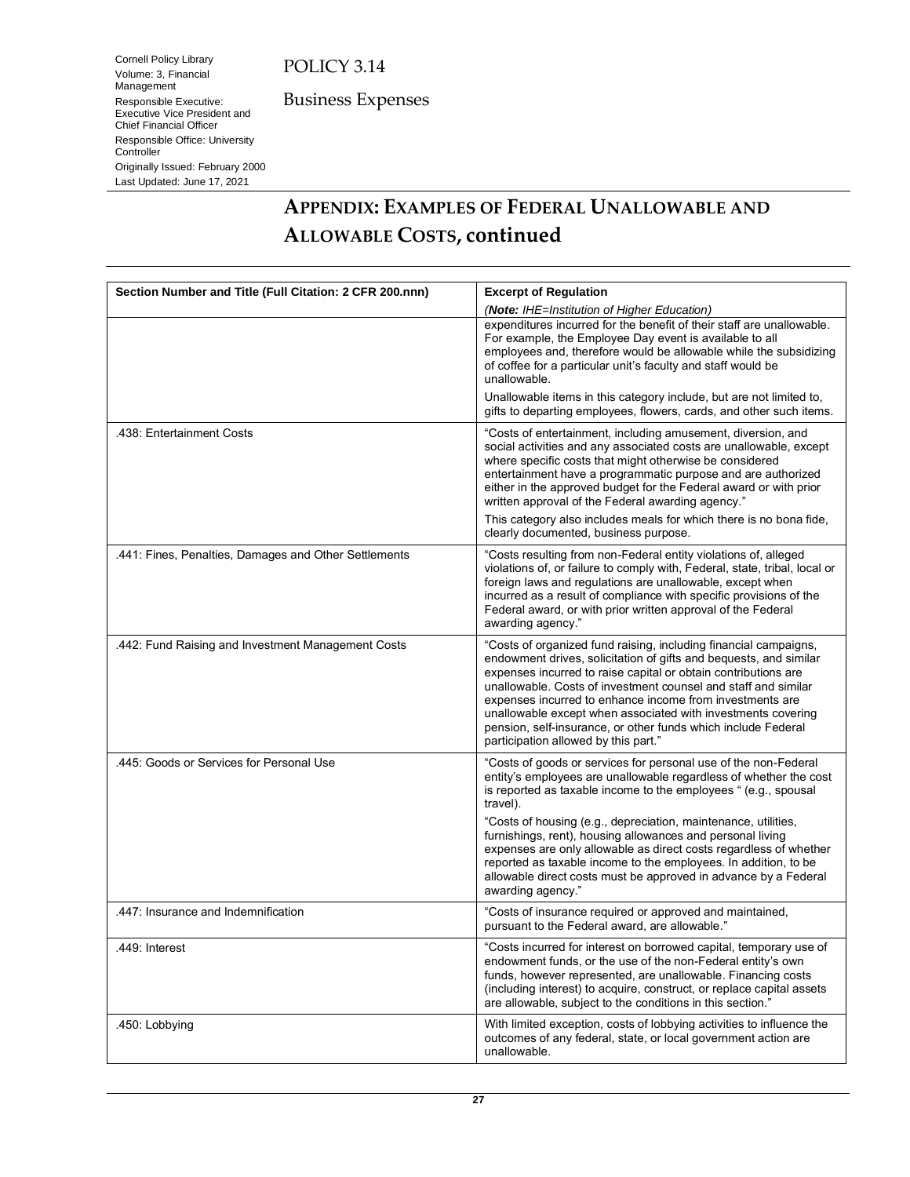## APPENDIX: EXAMPLES OF FEDERAL UNALLOWABLE AND ALLOWABLE COSTS, continued

| Section Number and Title (Full Citation: 2 CFR 200.nnn) | Excerpt of Regulation<br>(*Note: IHE=Institution of Higher Education*) |
|---|---|
| | expenditures incurred for the benefit of their staff are unallowable. For example, the Employee Day event is available to all employees and, therefore would be allowable while the subsidizing of coffee for a particular unit's faculty and staff would be unallowable.<br><br>Unallowable items in this category include, but are not limited to, gifts to departing employees, flowers, cards, and other such items. |
| .438: Entertainment Costs | "Costs of entertainment, including amusement, diversion, and social activities and any associated costs are unallowable, except where specific costs that might otherwise be considered entertainment have a programmatic purpose and are authorized either in the approved budget for the Federal award or with prior written approval of the Federal awarding agency."<br><br>This category also includes meals for which there is no bona fide, clearly documented, business purpose. |
| .441: Fines, Penalties, Damages and Other Settlements | "Costs resulting from non-Federal entity violations of, alleged violations of, or failure to comply with, Federal, state, tribal, local or foreign laws and regulations are unallowable, except when incurred as a result of compliance with specific provisions of the Federal award, or with prior written approval of the Federal awarding agency." |
| .442: Fund Raising and Investment Management Costs | "Costs of organized fund raising, including financial campaigns, endowment drives, solicitation of gifts and bequests, and similar expenses incurred to raise capital or obtain contributions are unallowable. Costs of investment counsel and staff and similar expenses incurred to enhance income from investments are unallowable except when associated with investments covering pension, self-insurance, or other funds which include Federal participation allowed by this part." |
| .445: Goods or Services for Personal Use | "Costs of goods or services for personal use of the non-Federal entity's employees are unallowable regardless of whether the cost is reported as taxable income to the employees " (e.g., spousal travel).<br><br>"Costs of housing (e.g., depreciation, maintenance, utilities, furnishings, rent), housing allowances and personal living expenses are only allowable as direct costs regardless of whether reported as taxable income to the employees. In addition, to be allowable direct costs must be approved in advance by a Federal awarding agency." |
| .447: Insurance and Indemnification | "Costs of insurance required or approved and maintained, pursuant to the Federal award, are allowable." |
| .449: Interest | "Costs incurred for interest on borrowed capital, temporary use of endowment funds, or the use of the non-Federal entity's own funds, however represented, are unallowable. Financing costs (including interest) to acquire, construct, or replace capital assets are allowable, subject to the conditions in this section." |
| .450: Lobbying | With limited exception, costs of lobbying activities to influence the outcomes of any federal, state, or local government action are unallowable. |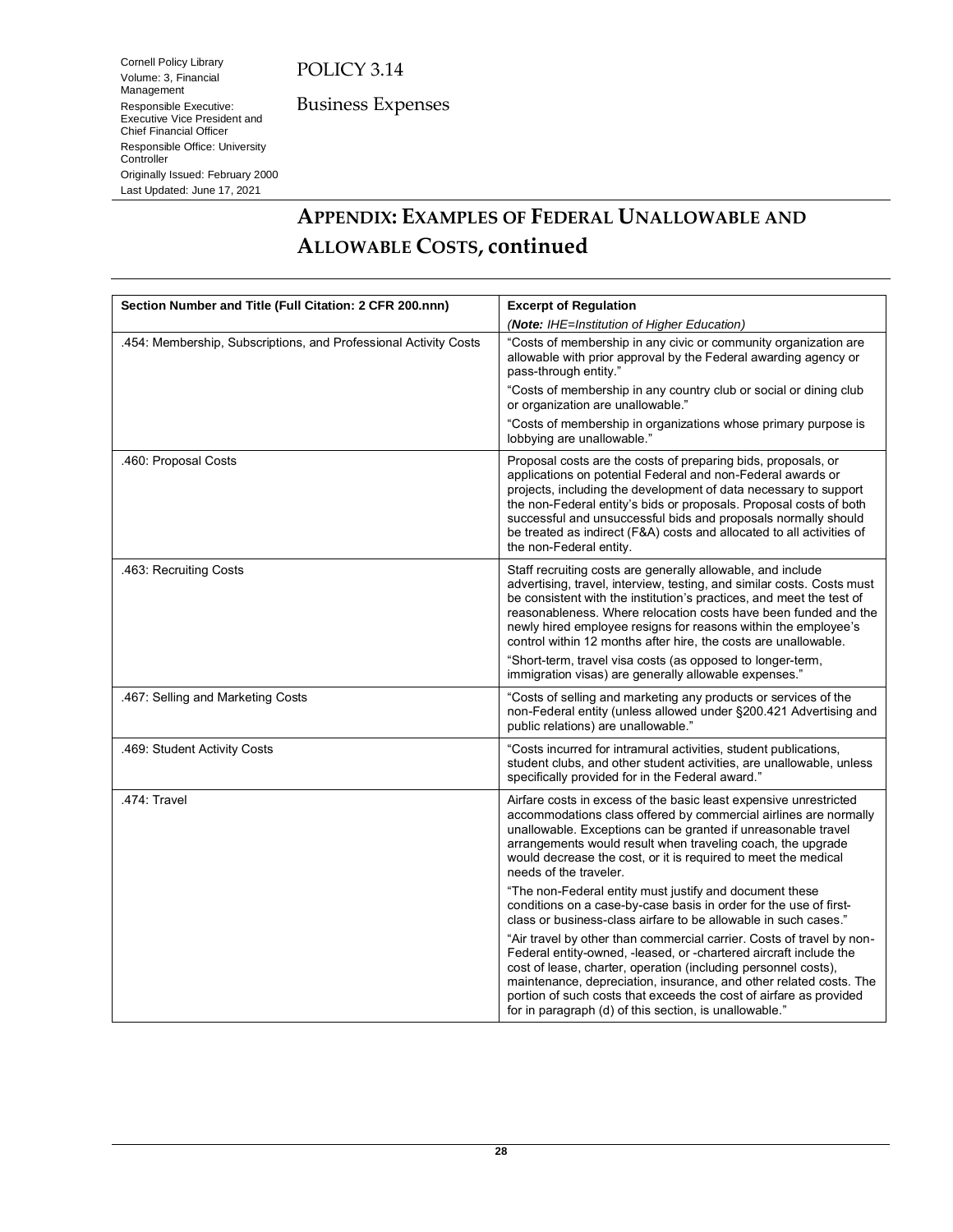## APPENDIX: EXAMPLES OF FEDERAL UNALLOWABLE AND ALLOWABLE COSTS, continued

| Section Number and Title (Full Citation: 2 CFR 200.nnn) | Excerpt of Regulation<br>(*Note:* *IHE=Institution of Higher Education)* |
|---|---|
| .454: Membership, Subscriptions, and Professional Activity Costs | "Costs of membership in any civic or community organization are allowable with prior approval by the Federal awarding agency or pass-through entity."<br>"Costs of membership in any country club or social or dining club or organization are unallowable."<br>"Costs of membership in organizations whose primary purpose is lobbying are unallowable." |
| .460: Proposal Costs | Proposal costs are the costs of preparing bids, proposals, or applications on potential Federal and non-Federal awards or projects, including the development of data necessary to support the non-Federal entity's bids or proposals. Proposal costs of both successful and unsuccessful bids and proposals normally should be treated as indirect (F&A) costs and allocated to all activities of the non-Federal entity. |
| .463: Recruiting Costs | Staff recruiting costs are generally allowable, and include advertising, travel, interview, testing, and similar costs. Costs must be consistent with the institution's practices, and meet the test of reasonableness. Where relocation costs have been funded and the newly hired employee resigns for reasons within the employee's control within 12 months after hire, the costs are unallowable.<br>"Short-term, travel visa costs (as opposed to longer-term, immigration visas) are generally allowable expenses." |
| .467: Selling and Marketing Costs | "Costs of selling and marketing any products or services of the non-Federal entity (unless allowed under §200.421 Advertising and public relations) are unallowable." |
| .469: Student Activity Costs | "Costs incurred for intramural activities, student publications, student clubs, and other student activities, are unallowable, unless specifically provided for in the Federal award." |
| .474: Travel | Airfare costs in excess of the basic least expensive unrestricted accommodations class offered by commercial airlines are normally unallowable. Exceptions can be granted if unreasonable travel arrangements would result when traveling coach, the upgrade would decrease the cost, or it is required to meet the medical needs of the traveler.<br>"The non-Federal entity must justify and document these conditions on a case-by-case basis in order for the use of first-class or business-class airfare to be allowable in such cases."<br>"Air travel by other than commercial carrier. Costs of travel by non-Federal entity-owned, -leased, or -chartered aircraft include the cost of lease, charter, operation (including personnel costs), maintenance, depreciation, insurance, and other related costs. The portion of such costs that exceeds the cost of airfare as provided for in paragraph (d) of this section, is unallowable." |